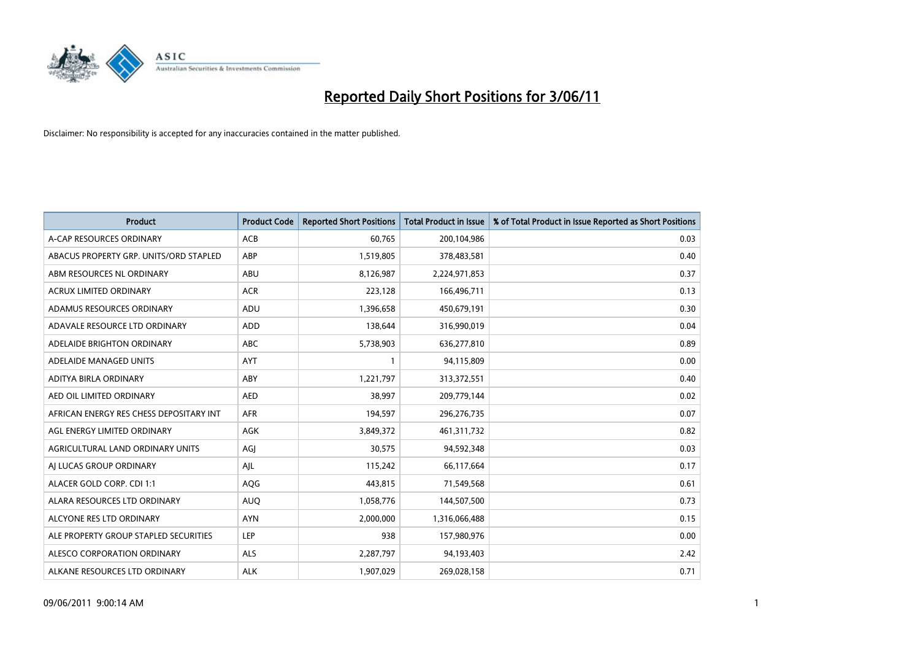# Reported Daily Short Positions for 3/06/11

Disclaimer: No responsibility is accepted for any inaccuracies contained in the matter published.

| Product | Product Code | Reported Short Positions | Total Product in Issue | % of Total Product in Issue Reported as Short Positions |
|---|---|---|---|---|
| A-CAP RESOURCES ORDINARY | ACB | 60,765 | 200,104,986 | 0.03 |
| ABACUS PROPERTY GRP. UNITS/ORD STAPLED | ABP | 1,519,805 | 378,483,581 | 0.40 |
| ABM RESOURCES NL ORDINARY | ABU | 8,126,987 | 2,224,971,853 | 0.37 |
| ACRUX LIMITED ORDINARY | ACR | 223,128 | 166,496,711 | 0.13 |
| ADAMUS RESOURCES ORDINARY | ADU | 1,396,658 | 450,679,191 | 0.30 |
| ADAVALE RESOURCE LTD ORDINARY | ADD | 138,644 | 316,990,019 | 0.04 |
| ADELAIDE BRIGHTON ORDINARY | ABC | 5,738,903 | 636,277,810 | 0.89 |
| ADELAIDE MANAGED UNITS | AYT | 1 | 94,115,809 | 0.00 |
| ADITYA BIRLA ORDINARY | ABY | 1,221,797 | 313,372,551 | 0.40 |
| AED OIL LIMITED ORDINARY | AED | 38,997 | 209,779,144 | 0.02 |
| AFRICAN ENERGY RES CHESS DEPOSITARY INT | AFR | 194,597 | 296,276,735 | 0.07 |
| AGL ENERGY LIMITED ORDINARY | AGK | 3,849,372 | 461,311,732 | 0.82 |
| AGRICULTURAL LAND ORDINARY UNITS | AGJ | 30,575 | 94,592,348 | 0.03 |
| AJ LUCAS GROUP ORDINARY | AJL | 115,242 | 66,117,664 | 0.17 |
| ALACER GOLD CORP. CDI 1:1 | AQG | 443,815 | 71,549,568 | 0.61 |
| ALARA RESOURCES LTD ORDINARY | AUQ | 1,058,776 | 144,507,500 | 0.73 |
| ALCYONE RES LTD ORDINARY | AYN | 2,000,000 | 1,316,066,488 | 0.15 |
| ALE PROPERTY GROUP STAPLED SECURITIES | LEP | 938 | 157,980,976 | 0.00 |
| ALESCO CORPORATION ORDINARY | ALS | 2,287,797 | 94,193,403 | 2.42 |
| ALKANE RESOURCES LTD ORDINARY | ALK | 1,907,029 | 269,028,158 | 0.71 |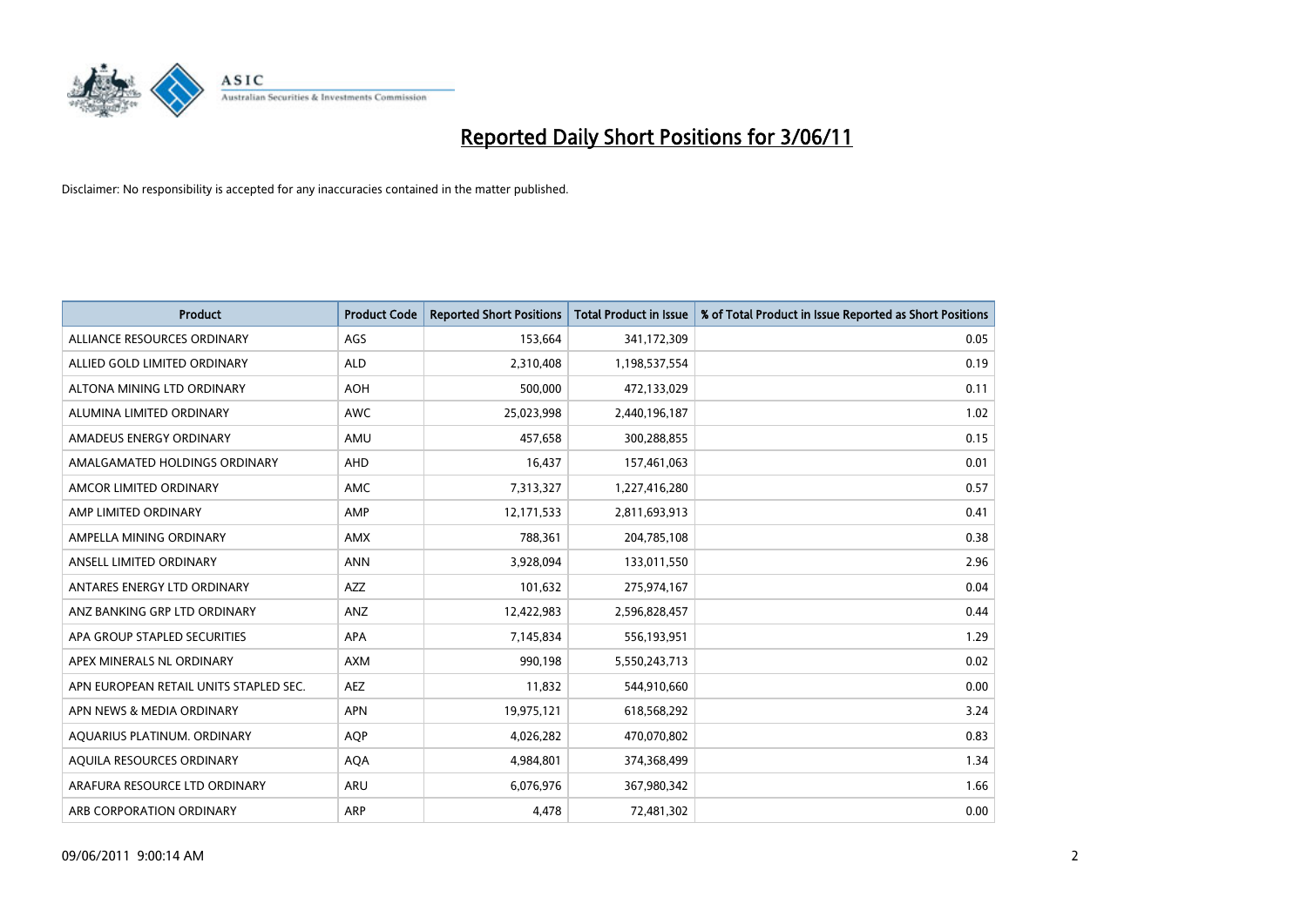# Reported Daily Short Positions for 3/06/11

Disclaimer: No responsibility is accepted for any inaccuracies contained in the matter published.

| Product | Product Code | Reported Short Positions | Total Product in Issue | % of Total Product in Issue Reported as Short Positions |
|---|---|---|---|---|
| ALLIANCE RESOURCES ORDINARY | AGS | 153,664 | 341,172,309 | 0.05 |
| ALLIED GOLD LIMITED ORDINARY | ALD | 2,310,408 | 1,198,537,554 | 0.19 |
| ALTONA MINING LTD ORDINARY | AOH | 500,000 | 472,133,029 | 0.11 |
| ALUMINA LIMITED ORDINARY | AWC | 25,023,998 | 2,440,196,187 | 1.02 |
| AMADEUS ENERGY ORDINARY | AMU | 457,658 | 300,288,855 | 0.15 |
| AMALGAMATED HOLDINGS ORDINARY | AHD | 16,437 | 157,461,063 | 0.01 |
| AMCOR LIMITED ORDINARY | AMC | 7,313,327 | 1,227,416,280 | 0.57 |
| AMP LIMITED ORDINARY | AMP | 12,171,533 | 2,811,693,913 | 0.41 |
| AMPELLA MINING ORDINARY | AMX | 788,361 | 204,785,108 | 0.38 |
| ANSELL LIMITED ORDINARY | ANN | 3,928,094 | 133,011,550 | 2.96 |
| ANTARES ENERGY LTD ORDINARY | AZZ | 101,632 | 275,974,167 | 0.04 |
| ANZ BANKING GRP LTD ORDINARY | ANZ | 12,422,983 | 2,596,828,457 | 0.44 |
| APA GROUP STAPLED SECURITIES | APA | 7,145,834 | 556,193,951 | 1.29 |
| APEX MINERALS NL ORDINARY | AXM | 990,198 | 5,550,243,713 | 0.02 |
| APN EUROPEAN RETAIL UNITS STAPLED SEC. | AEZ | 11,832 | 544,910,660 | 0.00 |
| APN NEWS & MEDIA ORDINARY | APN | 19,975,121 | 618,568,292 | 3.24 |
| AQUARIUS PLATINUM. ORDINARY | AQP | 4,026,282 | 470,070,802 | 0.83 |
| AQUILA RESOURCES ORDINARY | AQA | 4,984,801 | 374,368,499 | 1.34 |
| ARAFURA RESOURCE LTD ORDINARY | ARU | 6,076,976 | 367,980,342 | 1.66 |
| ARB CORPORATION ORDINARY | ARP | 4,478 | 72,481,302 | 0.00 |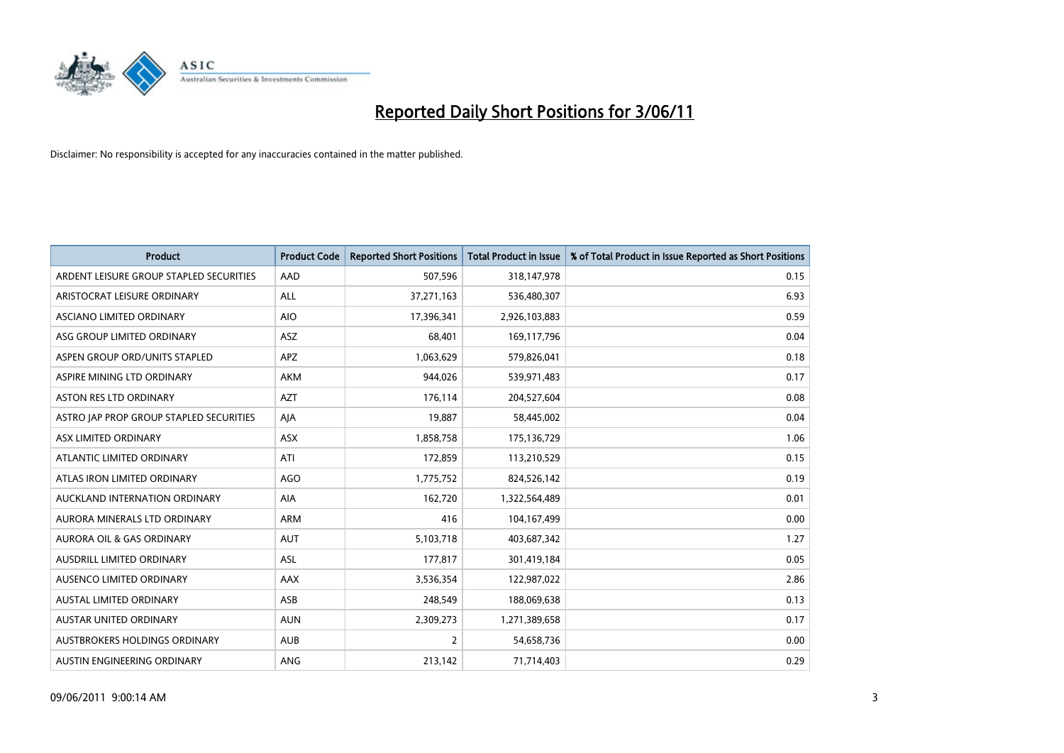# Reported Daily Short Positions for 3/06/11

Disclaimer: No responsibility is accepted for any inaccuracies contained in the matter published.

| Product | Product Code | Reported Short Positions | Total Product in Issue | % of Total Product in Issue Reported as Short Positions |
|---|---|---|---|---|
| ARDENT LEISURE GROUP STAPLED SECURITIES | AAD | 507,596 | 318,147,978 | 0.15 |
| ARISTOCRAT LEISURE ORDINARY | ALL | 37,271,163 | 536,480,307 | 6.93 |
| ASCIANO LIMITED ORDINARY | AIO | 17,396,341 | 2,926,103,883 | 0.59 |
| ASG GROUP LIMITED ORDINARY | ASZ | 68,401 | 169,117,796 | 0.04 |
| ASPEN GROUP ORD/UNITS STAPLED | APZ | 1,063,629 | 579,826,041 | 0.18 |
| ASPIRE MINING LTD ORDINARY | AKM | 944,026 | 539,971,483 | 0.17 |
| ASTON RES LTD ORDINARY | AZT | 176,114 | 204,527,604 | 0.08 |
| ASTRO JAP PROP GROUP STAPLED SECURITIES | AJA | 19,887 | 58,445,002 | 0.04 |
| ASX LIMITED ORDINARY | ASX | 1,858,758 | 175,136,729 | 1.06 |
| ATLANTIC LIMITED ORDINARY | ATI | 172,859 | 113,210,529 | 0.15 |
| ATLAS IRON LIMITED ORDINARY | AGO | 1,775,752 | 824,526,142 | 0.19 |
| AUCKLAND INTERNATION ORDINARY | AIA | 162,720 | 1,322,564,489 | 0.01 |
| AURORA MINERALS LTD ORDINARY | ARM | 416 | 104,167,499 | 0.00 |
| AURORA OIL & GAS ORDINARY | AUT | 5,103,718 | 403,687,342 | 1.27 |
| AUSDRILL LIMITED ORDINARY | ASL | 177,817 | 301,419,184 | 0.05 |
| AUSENCO LIMITED ORDINARY | AAX | 3,536,354 | 122,987,022 | 2.86 |
| AUSTAL LIMITED ORDINARY | ASB | 248,549 | 188,069,638 | 0.13 |
| AUSTAR UNITED ORDINARY | AUN | 2,309,273 | 1,271,389,658 | 0.17 |
| AUSTBROKERS HOLDINGS ORDINARY | AUB | 2 | 54,658,736 | 0.00 |
| AUSTIN ENGINEERING ORDINARY | ANG | 213,142 | 71,714,403 | 0.29 |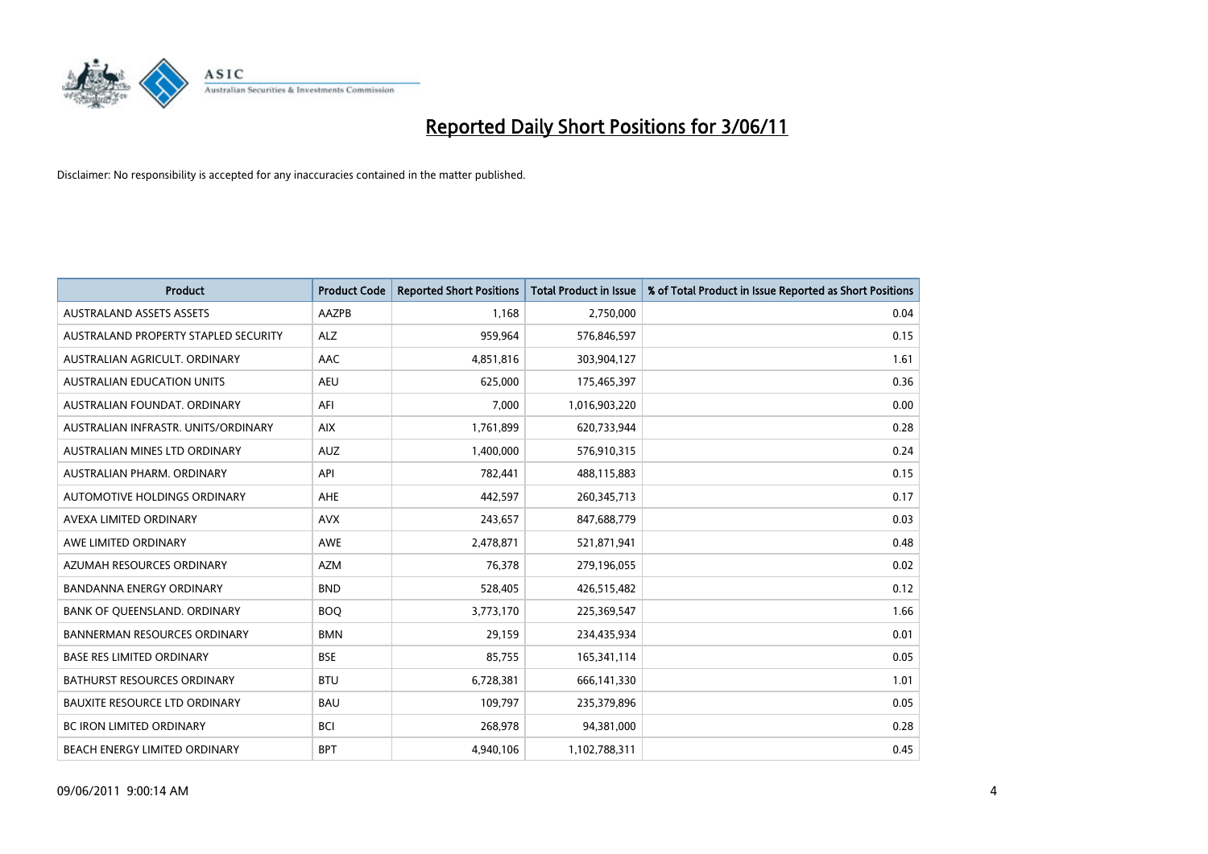# Reported Daily Short Positions for 3/06/11

Disclaimer: No responsibility is accepted for any inaccuracies contained in the matter published.

| Product | Product Code | Reported Short Positions | Total Product in Issue | % of Total Product in Issue Reported as Short Positions |
|---|---|---|---|---|
| AUSTRALAND ASSETS ASSETS | AAZPB | 1,168 | 2,750,000 | 0.04 |
| AUSTRALAND PROPERTY STAPLED SECURITY | ALZ | 959,964 | 576,846,597 | 0.15 |
| AUSTRALIAN AGRICULT. ORDINARY | AAC | 4,851,816 | 303,904,127 | 1.61 |
| AUSTRALIAN EDUCATION UNITS | AEU | 625,000 | 175,465,397 | 0.36 |
| AUSTRALIAN FOUNDAT. ORDINARY | AFI | 7,000 | 1,016,903,220 | 0.00 |
| AUSTRALIAN INFRASTR. UNITS/ORDINARY | AIX | 1,761,899 | 620,733,944 | 0.28 |
| AUSTRALIAN MINES LTD ORDINARY | AUZ | 1,400,000 | 576,910,315 | 0.24 |
| AUSTRALIAN PHARM. ORDINARY | API | 782,441 | 488,115,883 | 0.15 |
| AUTOMOTIVE HOLDINGS ORDINARY | AHE | 442,597 | 260,345,713 | 0.17 |
| AVEXA LIMITED ORDINARY | AVX | 243,657 | 847,688,779 | 0.03 |
| AWE LIMITED ORDINARY | AWE | 2,478,871 | 521,871,941 | 0.48 |
| AZUMAH RESOURCES ORDINARY | AZM | 76,378 | 279,196,055 | 0.02 |
| BANDANNA ENERGY ORDINARY | BND | 528,405 | 426,515,482 | 0.12 |
| BANK OF QUEENSLAND. ORDINARY | BOQ | 3,773,170 | 225,369,547 | 1.66 |
| BANNERMAN RESOURCES ORDINARY | BMN | 29,159 | 234,435,934 | 0.01 |
| BASE RES LIMITED ORDINARY | BSE | 85,755 | 165,341,114 | 0.05 |
| BATHURST RESOURCES ORDINARY | BTU | 6,728,381 | 666,141,330 | 1.01 |
| BAUXITE RESOURCE LTD ORDINARY | BAU | 109,797 | 235,379,896 | 0.05 |
| BC IRON LIMITED ORDINARY | BCI | 268,978 | 94,381,000 | 0.28 |
| BEACH ENERGY LIMITED ORDINARY | BPT | 4,940,106 | 1,102,788,311 | 0.45 |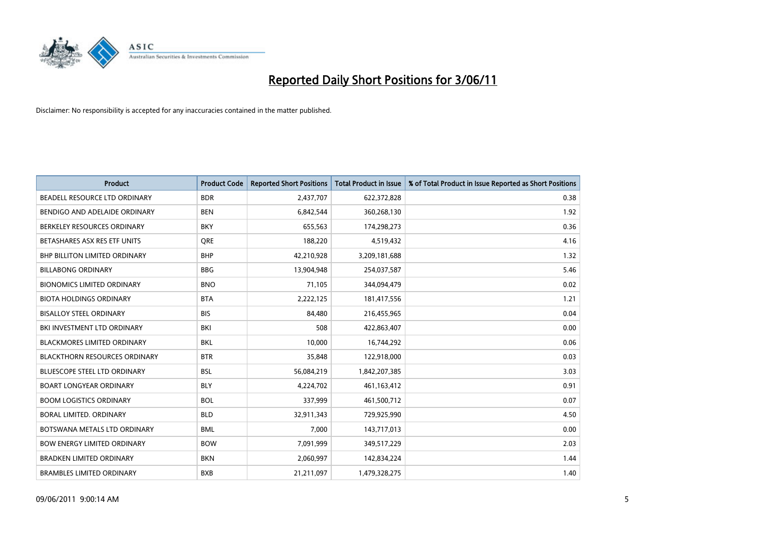# Reported Daily Short Positions for 3/06/11

Disclaimer: No responsibility is accepted for any inaccuracies contained in the matter published.

| Product | Product Code | Reported Short Positions | Total Product in Issue | % of Total Product in Issue Reported as Short Positions |
|---|---|---|---|---|
| BEADELL RESOURCE LTD ORDINARY | BDR | 2,437,707 | 622,372,828 | 0.38 |
| BENDIGO AND ADELAIDE ORDINARY | BEN | 6,842,544 | 360,268,130 | 1.92 |
| BERKELEY RESOURCES ORDINARY | BKY | 655,563 | 174,298,273 | 0.36 |
| BETASHARES ASX RES ETF UNITS | QRE | 188,220 | 4,519,432 | 4.16 |
| BHP BILLITON LIMITED ORDINARY | BHP | 42,210,928 | 3,209,181,688 | 1.32 |
| BILLABONG ORDINARY | BBG | 13,904,948 | 254,037,587 | 5.46 |
| BIONOMICS LIMITED ORDINARY | BNO | 71,105 | 344,094,479 | 0.02 |
| BIOTA HOLDINGS ORDINARY | BTA | 2,222,125 | 181,417,556 | 1.21 |
| BISALLOY STEEL ORDINARY | BIS | 84,480 | 216,455,965 | 0.04 |
| BKI INVESTMENT LTD ORDINARY | BKI | 508 | 422,863,407 | 0.00 |
| BLACKMORES LIMITED ORDINARY | BKL | 10,000 | 16,744,292 | 0.06 |
| BLACKTHORN RESOURCES ORDINARY | BTR | 35,848 | 122,918,000 | 0.03 |
| BLUESCOPE STEEL LTD ORDINARY | BSL | 56,084,219 | 1,842,207,385 | 3.03 |
| BOART LONGYEAR ORDINARY | BLY | 4,224,702 | 461,163,412 | 0.91 |
| BOOM LOGISTICS ORDINARY | BOL | 337,999 | 461,500,712 | 0.07 |
| BORAL LIMITED. ORDINARY | BLD | 32,911,343 | 729,925,990 | 4.50 |
| BOTSWANA METALS LTD ORDINARY | BML | 7,000 | 143,717,013 | 0.00 |
| BOW ENERGY LIMITED ORDINARY | BOW | 7,091,999 | 349,517,229 | 2.03 |
| BRADKEN LIMITED ORDINARY | BKN | 2,060,997 | 142,834,224 | 1.44 |
| BRAMBLES LIMITED ORDINARY | BXB | 21,211,097 | 1,479,328,275 | 1.40 |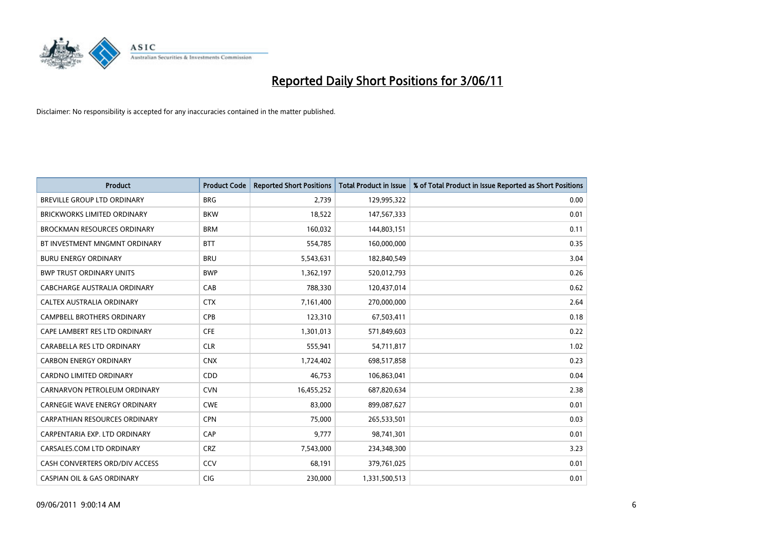# Reported Daily Short Positions for 3/06/11

Disclaimer: No responsibility is accepted for any inaccuracies contained in the matter published.

| Product | Product Code | Reported Short Positions | Total Product in Issue | % of Total Product in Issue Reported as Short Positions |
|---|---|---|---|---|
| BREVILLE GROUP LTD ORDINARY | BRG | 2,739 | 129,995,322 | 0.00 |
| BRICKWORKS LIMITED ORDINARY | BKW | 18,522 | 147,567,333 | 0.01 |
| BROCKMAN RESOURCES ORDINARY | BRM | 160,032 | 144,803,151 | 0.11 |
| BT INVESTMENT MNGMNT ORDINARY | BTT | 554,785 | 160,000,000 | 0.35 |
| BURU ENERGY ORDINARY | BRU | 5,543,631 | 182,840,549 | 3.04 |
| BWP TRUST ORDINARY UNITS | BWP | 1,362,197 | 520,012,793 | 0.26 |
| CABCHARGE AUSTRALIA ORDINARY | CAB | 788,330 | 120,437,014 | 0.62 |
| CALTEX AUSTRALIA ORDINARY | CTX | 7,161,400 | 270,000,000 | 2.64 |
| CAMPBELL BROTHERS ORDINARY | CPB | 123,310 | 67,503,411 | 0.18 |
| CAPE LAMBERT RES LTD ORDINARY | CFE | 1,301,013 | 571,849,603 | 0.22 |
| CARABELLA RES LTD ORDINARY | CLR | 555,941 | 54,711,817 | 1.02 |
| CARBON ENERGY ORDINARY | CNX | 1,724,402 | 698,517,858 | 0.23 |
| CARDNO LIMITED ORDINARY | CDD | 46,753 | 106,863,041 | 0.04 |
| CARNARVON PETROLEUM ORDINARY | CVN | 16,455,252 | 687,820,634 | 2.38 |
| CARNEGIE WAVE ENERGY ORDINARY | CWE | 83,000 | 899,087,627 | 0.01 |
| CARPATHIAN RESOURCES ORDINARY | CPN | 75,000 | 265,533,501 | 0.03 |
| CARPENTARIA EXP. LTD ORDINARY | CAP | 9,777 | 98,741,301 | 0.01 |
| CARSALES.COM LTD ORDINARY | CRZ | 7,543,000 | 234,348,300 | 3.23 |
| CASH CONVERTERS ORD/DIV ACCESS | CCV | 68,191 | 379,761,025 | 0.01 |
| CASPIAN OIL & GAS ORDINARY | CIG | 230,000 | 1,331,500,513 | 0.01 |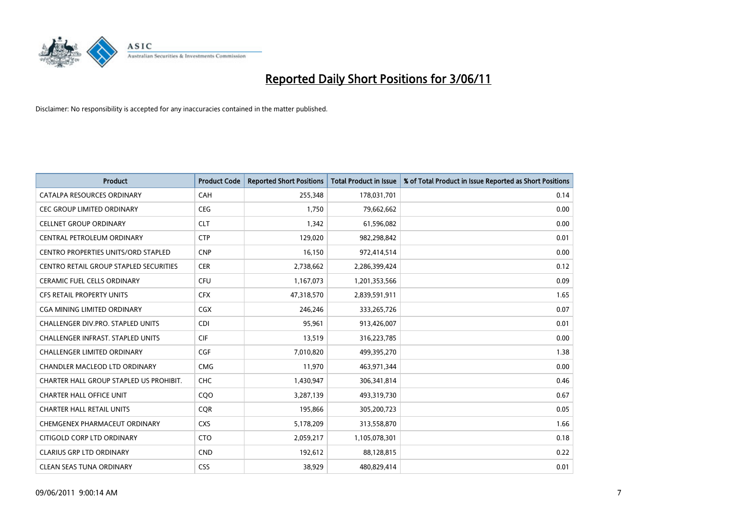# Reported Daily Short Positions for 3/06/11

Disclaimer: No responsibility is accepted for any inaccuracies contained in the matter published.

| Product | Product Code | Reported Short Positions | Total Product in Issue | % of Total Product in Issue Reported as Short Positions |
|---|---|---|---|---|
| CATALPA RESOURCES ORDINARY | CAH | 255,348 | 178,031,701 | 0.14 |
| CEC GROUP LIMITED ORDINARY | CEG | 1,750 | 79,662,662 | 0.00 |
| CELLNET GROUP ORDINARY | CLT | 1,342 | 61,596,082 | 0.00 |
| CENTRAL PETROLEUM ORDINARY | CTP | 129,020 | 982,298,842 | 0.01 |
| CENTRO PROPERTIES UNITS/ORD STAPLED | CNP | 16,150 | 972,414,514 | 0.00 |
| CENTRO RETAIL GROUP STAPLED SECURITIES | CER | 2,738,662 | 2,286,399,424 | 0.12 |
| CERAMIC FUEL CELLS ORDINARY | CFU | 1,167,073 | 1,201,353,566 | 0.09 |
| CFS RETAIL PROPERTY UNITS | CFX | 47,318,570 | 2,839,591,911 | 1.65 |
| CGA MINING LIMITED ORDINARY | CGX | 246,246 | 333,265,726 | 0.07 |
| CHALLENGER DIV.PRO. STAPLED UNITS | CDI | 95,961 | 913,426,007 | 0.01 |
| CHALLENGER INFRAST. STAPLED UNITS | CIF | 13,519 | 316,223,785 | 0.00 |
| CHALLENGER LIMITED ORDINARY | CGF | 7,010,820 | 499,395,270 | 1.38 |
| CHANDLER MACLEOD LTD ORDINARY | CMG | 11,970 | 463,971,344 | 0.00 |
| CHARTER HALL GROUP STAPLED US PROHIBIT. | CHC | 1,430,947 | 306,341,814 | 0.46 |
| CHARTER HALL OFFICE UNIT | CQO | 3,287,139 | 493,319,730 | 0.67 |
| CHARTER HALL RETAIL UNITS | CQR | 195,866 | 305,200,723 | 0.05 |
| CHEMGENEX PHARMACEUT ORDINARY | CXS | 5,178,209 | 313,558,870 | 1.66 |
| CITIGOLD CORP LTD ORDINARY | CTO | 2,059,217 | 1,105,078,301 | 0.18 |
| CLARIUS GRP LTD ORDINARY | CND | 192,612 | 88,128,815 | 0.22 |
| CLEAN SEAS TUNA ORDINARY | CSS | 38,929 | 480,829,414 | 0.01 |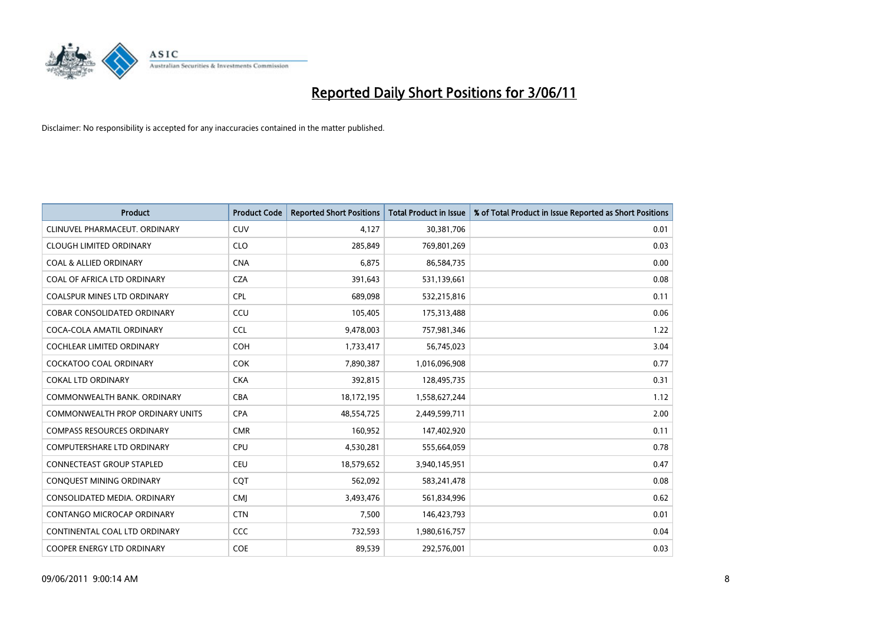# Reported Daily Short Positions for 3/06/11

Disclaimer: No responsibility is accepted for any inaccuracies contained in the matter published.

| Product | Product Code | Reported Short Positions | Total Product in Issue | % of Total Product in Issue Reported as Short Positions |
|---|---|---|---|---|
| CLINUVEL PHARMACEUT. ORDINARY | CUV | 4,127 | 30,381,706 | 0.01 |
| CLOUGH LIMITED ORDINARY | CLO | 285,849 | 769,801,269 | 0.03 |
| COAL & ALLIED ORDINARY | CNA | 6,875 | 86,584,735 | 0.00 |
| COAL OF AFRICA LTD ORDINARY | CZA | 391,643 | 531,139,661 | 0.08 |
| COALSPUR MINES LTD ORDINARY | CPL | 689,098 | 532,215,816 | 0.11 |
| COBAR CONSOLIDATED ORDINARY | CCU | 105,405 | 175,313,488 | 0.06 |
| COCA-COLA AMATIL ORDINARY | CCL | 9,478,003 | 757,981,346 | 1.22 |
| COCHLEAR LIMITED ORDINARY | COH | 1,733,417 | 56,745,023 | 3.04 |
| COCKATOO COAL ORDINARY | COK | 7,890,387 | 1,016,096,908 | 0.77 |
| COKAL LTD ORDINARY | CKA | 392,815 | 128,495,735 | 0.31 |
| COMMONWEALTH BANK. ORDINARY | CBA | 18,172,195 | 1,558,627,244 | 1.12 |
| COMMONWEALTH PROP ORDINARY UNITS | CPA | 48,554,725 | 2,449,599,711 | 2.00 |
| COMPASS RESOURCES ORDINARY | CMR | 160,952 | 147,402,920 | 0.11 |
| COMPUTERSHARE LTD ORDINARY | CPU | 4,530,281 | 555,664,059 | 0.78 |
| CONNECTEAST GROUP STAPLED | CEU | 18,579,652 | 3,940,145,951 | 0.47 |
| CONQUEST MINING ORDINARY | CQT | 562,092 | 583,241,478 | 0.08 |
| CONSOLIDATED MEDIA. ORDINARY | CMJ | 3,493,476 | 561,834,996 | 0.62 |
| CONTANGO MICROCAP ORDINARY | CTN | 7,500 | 146,423,793 | 0.01 |
| CONTINENTAL COAL LTD ORDINARY | CCC | 732,593 | 1,980,616,757 | 0.04 |
| COOPER ENERGY LTD ORDINARY | COE | 89,539 | 292,576,001 | 0.03 |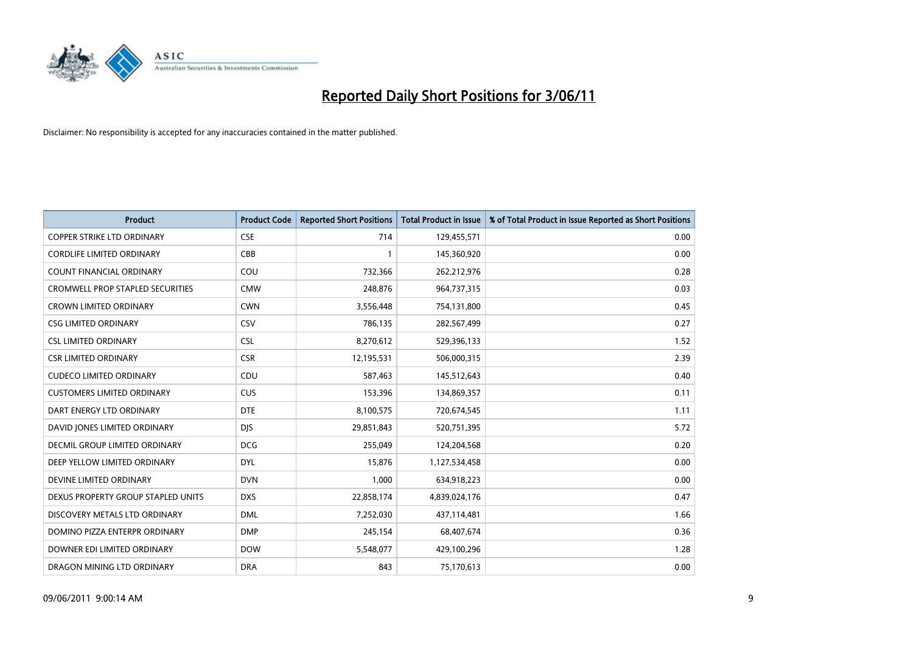# Reported Daily Short Positions for 3/06/11

Disclaimer: No responsibility is accepted for any inaccuracies contained in the matter published.

| Product | Product Code | Reported Short Positions | Total Product in Issue | % of Total Product in Issue Reported as Short Positions |
|---|---|---|---|---|
| COPPER STRIKE LTD ORDINARY | CSE | 714 | 129,455,571 | 0.00 |
| CORDLIFE LIMITED ORDINARY | CBB | 1 | 145,360,920 | 0.00 |
| COUNT FINANCIAL ORDINARY | COU | 732,366 | 262,212,976 | 0.28 |
| CROMWELL PROP STAPLED SECURITIES | CMW | 248,876 | 964,737,315 | 0.03 |
| CROWN LIMITED ORDINARY | CWN | 3,556,448 | 754,131,800 | 0.45 |
| CSG LIMITED ORDINARY | CSV | 786,135 | 282,567,499 | 0.27 |
| CSL LIMITED ORDINARY | CSL | 8,270,612 | 529,396,133 | 1.52 |
| CSR LIMITED ORDINARY | CSR | 12,195,531 | 506,000,315 | 2.39 |
| CUDECO LIMITED ORDINARY | CDU | 587,463 | 145,512,643 | 0.40 |
| CUSTOMERS LIMITED ORDINARY | CUS | 153,396 | 134,869,357 | 0.11 |
| DART ENERGY LTD ORDINARY | DTE | 8,100,575 | 720,674,545 | 1.11 |
| DAVID JONES LIMITED ORDINARY | DJS | 29,851,843 | 520,751,395 | 5.72 |
| DECMIL GROUP LIMITED ORDINARY | DCG | 255,049 | 124,204,568 | 0.20 |
| DEEP YELLOW LIMITED ORDINARY | DYL | 15,876 | 1,127,534,458 | 0.00 |
| DEVINE LIMITED ORDINARY | DVN | 1,000 | 634,918,223 | 0.00 |
| DEXUS PROPERTY GROUP STAPLED UNITS | DXS | 22,858,174 | 4,839,024,176 | 0.47 |
| DISCOVERY METALS LTD ORDINARY | DML | 7,252,030 | 437,114,481 | 1.66 |
| DOMINO PIZZA ENTERPR ORDINARY | DMP | 245,154 | 68,407,674 | 0.36 |
| DOWNER EDI LIMITED ORDINARY | DOW | 5,548,077 | 429,100,296 | 1.28 |
| DRAGON MINING LTD ORDINARY | DRA | 843 | 75,170,613 | 0.00 |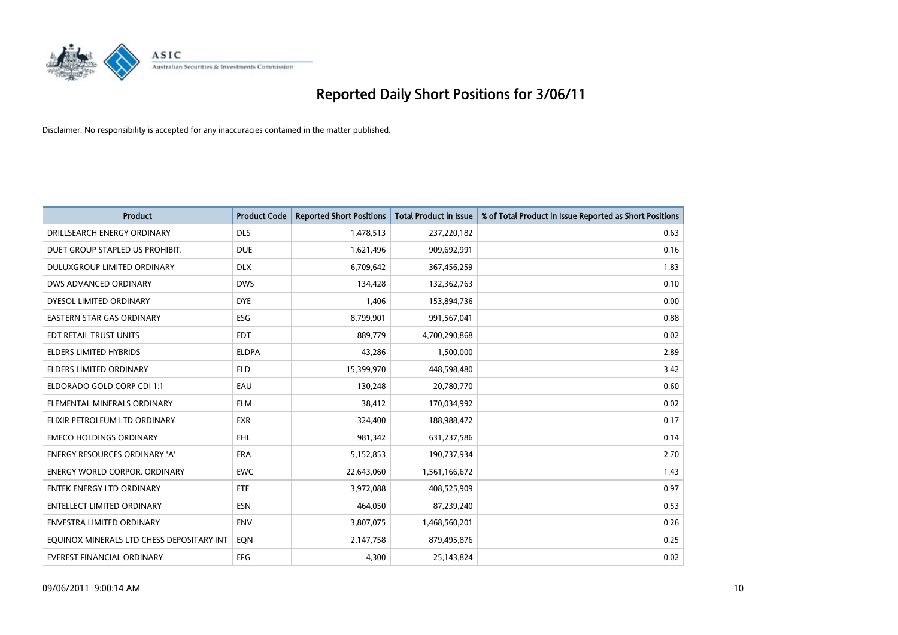# Reported Daily Short Positions for 3/06/11

Disclaimer: No responsibility is accepted for any inaccuracies contained in the matter published.

| Product | Product Code | Reported Short Positions | Total Product in Issue | % of Total Product in Issue Reported as Short Positions |
|---|---|---|---|---|
| DRILLSEARCH ENERGY ORDINARY | DLS | 1,478,513 | 237,220,182 | 0.63 |
| DUET GROUP STAPLED US PROHIBIT. | DUE | 1,621,496 | 909,692,991 | 0.16 |
| DULUXGROUP LIMITED ORDINARY | DLX | 6,709,642 | 367,456,259 | 1.83 |
| DWS ADVANCED ORDINARY | DWS | 134,428 | 132,362,763 | 0.10 |
| DYESOL LIMITED ORDINARY | DYE | 1,406 | 153,894,736 | 0.00 |
| EASTERN STAR GAS ORDINARY | ESG | 8,799,901 | 991,567,041 | 0.88 |
| EDT RETAIL TRUST UNITS | EDT | 889,779 | 4,700,290,868 | 0.02 |
| ELDERS LIMITED HYBRIDS | ELDPA | 43,286 | 1,500,000 | 2.89 |
| ELDERS LIMITED ORDINARY | ELD | 15,399,970 | 448,598,480 | 3.42 |
| ELDORADO GOLD CORP CDI 1:1 | EAU | 130,248 | 20,780,770 | 0.60 |
| ELEMENTAL MINERALS ORDINARY | ELM | 38,412 | 170,034,992 | 0.02 |
| ELIXIR PETROLEUM LTD ORDINARY | EXR | 324,400 | 188,988,472 | 0.17 |
| EMECO HOLDINGS ORDINARY | EHL | 981,342 | 631,237,586 | 0.14 |
| ENERGY RESOURCES ORDINARY 'A' | ERA | 5,152,853 | 190,737,934 | 2.70 |
| ENERGY WORLD CORPOR. ORDINARY | EWC | 22,643,060 | 1,561,166,672 | 1.43 |
| ENTEK ENERGY LTD ORDINARY | ETE | 3,972,088 | 408,525,909 | 0.97 |
| ENTELLECT LIMITED ORDINARY | ESN | 464,050 | 87,239,240 | 0.53 |
| ENVESTRA LIMITED ORDINARY | ENV | 3,807,075 | 1,468,560,201 | 0.26 |
| EQUINOX MINERALS LTD CHESS DEPOSITARY INT | EQN | 2,147,758 | 879,495,876 | 0.25 |
| EVEREST FINANCIAL ORDINARY | EFG | 4,300 | 25,143,824 | 0.02 |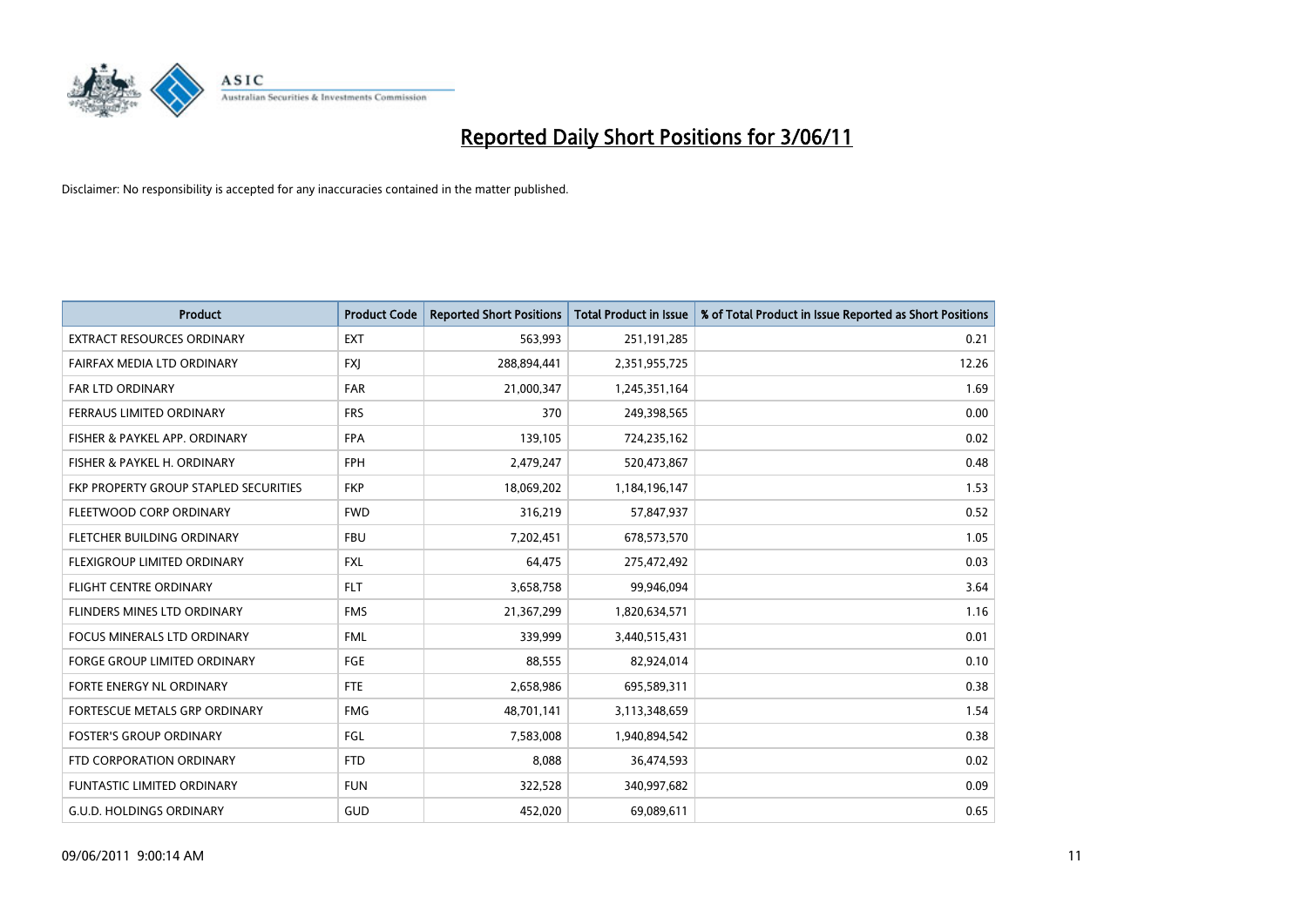# Reported Daily Short Positions for 3/06/11

Disclaimer: No responsibility is accepted for any inaccuracies contained in the matter published.

| Product | Product Code | Reported Short Positions | Total Product in Issue | % of Total Product in Issue Reported as Short Positions |
|---|---|---|---|---|
| EXTRACT RESOURCES ORDINARY | EXT | 563,993 | 251,191,285 | 0.21 |
| FAIRFAX MEDIA LTD ORDINARY | FXJ | 288,894,441 | 2,351,955,725 | 12.26 |
| FAR LTD ORDINARY | FAR | 21,000,347 | 1,245,351,164 | 1.69 |
| FERRAUS LIMITED ORDINARY | FRS | 370 | 249,398,565 | 0.00 |
| FISHER & PAYKEL APP. ORDINARY | FPA | 139,105 | 724,235,162 | 0.02 |
| FISHER & PAYKEL H. ORDINARY | FPH | 2,479,247 | 520,473,867 | 0.48 |
| FKP PROPERTY GROUP STAPLED SECURITIES | FKP | 18,069,202 | 1,184,196,147 | 1.53 |
| FLEETWOOD CORP ORDINARY | FWD | 316,219 | 57,847,937 | 0.52 |
| FLETCHER BUILDING ORDINARY | FBU | 7,202,451 | 678,573,570 | 1.05 |
| FLEXIGROUP LIMITED ORDINARY | FXL | 64,475 | 275,472,492 | 0.03 |
| FLIGHT CENTRE ORDINARY | FLT | 3,658,758 | 99,946,094 | 3.64 |
| FLINDERS MINES LTD ORDINARY | FMS | 21,367,299 | 1,820,634,571 | 1.16 |
| FOCUS MINERALS LTD ORDINARY | FML | 339,999 | 3,440,515,431 | 0.01 |
| FORGE GROUP LIMITED ORDINARY | FGE | 88,555 | 82,924,014 | 0.10 |
| FORTE ENERGY NL ORDINARY | FTE | 2,658,986 | 695,589,311 | 0.38 |
| FORTESCUE METALS GRP ORDINARY | FMG | 48,701,141 | 3,113,348,659 | 1.54 |
| FOSTER'S GROUP ORDINARY | FGL | 7,583,008 | 1,940,894,542 | 0.38 |
| FTD CORPORATION ORDINARY | FTD | 8,088 | 36,474,593 | 0.02 |
| FUNTASTIC LIMITED ORDINARY | FUN | 322,528 | 340,997,682 | 0.09 |
| G.U.D. HOLDINGS ORDINARY | GUD | 452,020 | 69,089,611 | 0.65 |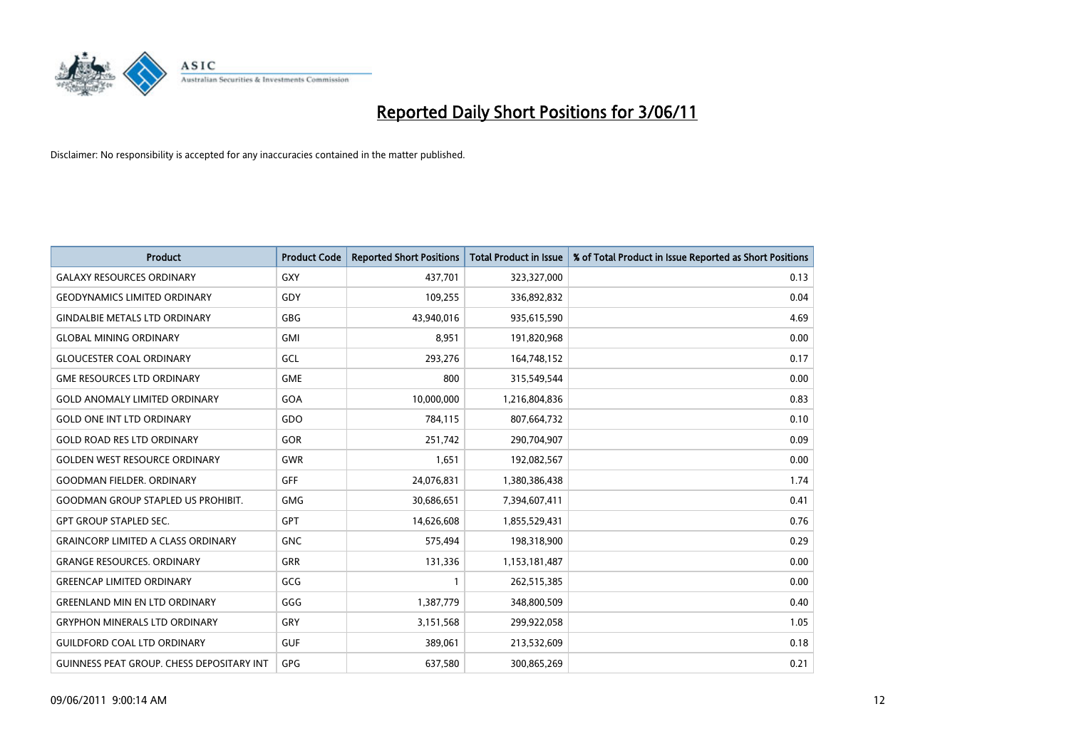# Reported Daily Short Positions for 3/06/11

Disclaimer: No responsibility is accepted for any inaccuracies contained in the matter published.

| Product | Product Code | Reported Short Positions | Total Product in Issue | % of Total Product in Issue Reported as Short Positions |
|---|---|---|---|---|
| GALAXY RESOURCES ORDINARY | GXY | 437,701 | 323,327,000 | 0.13 |
| GEODYNAMICS LIMITED ORDINARY | GDY | 109,255 | 336,892,832 | 0.04 |
| GINDALBIE METALS LTD ORDINARY | GBG | 43,940,016 | 935,615,590 | 4.69 |
| GLOBAL MINING ORDINARY | GMI | 8,951 | 191,820,968 | 0.00 |
| GLOUCESTER COAL ORDINARY | GCL | 293,276 | 164,748,152 | 0.17 |
| GME RESOURCES LTD ORDINARY | GME | 800 | 315,549,544 | 0.00 |
| GOLD ANOMALY LIMITED ORDINARY | GOA | 10,000,000 | 1,216,804,836 | 0.83 |
| GOLD ONE INT LTD ORDINARY | GDO | 784,115 | 807,664,732 | 0.10 |
| GOLD ROAD RES LTD ORDINARY | GOR | 251,742 | 290,704,907 | 0.09 |
| GOLDEN WEST RESOURCE ORDINARY | GWR | 1,651 | 192,082,567 | 0.00 |
| GOODMAN FIELDER. ORDINARY | GFF | 24,076,831 | 1,380,386,438 | 1.74 |
| GOODMAN GROUP STAPLED US PROHIBIT. | GMG | 30,686,651 | 7,394,607,411 | 0.41 |
| GPT GROUP STAPLED SEC. | GPT | 14,626,608 | 1,855,529,431 | 0.76 |
| GRAINCORP LIMITED A CLASS ORDINARY | GNC | 575,494 | 198,318,900 | 0.29 |
| GRANGE RESOURCES. ORDINARY | GRR | 131,336 | 1,153,181,487 | 0.00 |
| GREENCAP LIMITED ORDINARY | GCG | 1 | 262,515,385 | 0.00 |
| GREENLAND MIN EN LTD ORDINARY | GGG | 1,387,779 | 348,800,509 | 0.40 |
| GRYPHON MINERALS LTD ORDINARY | GRY | 3,151,568 | 299,922,058 | 1.05 |
| GUILDFORD COAL LTD ORDINARY | GUF | 389,061 | 213,532,609 | 0.18 |
| GUINNESS PEAT GROUP. CHESS DEPOSITARY INT | GPG | 637,580 | 300,865,269 | 0.21 |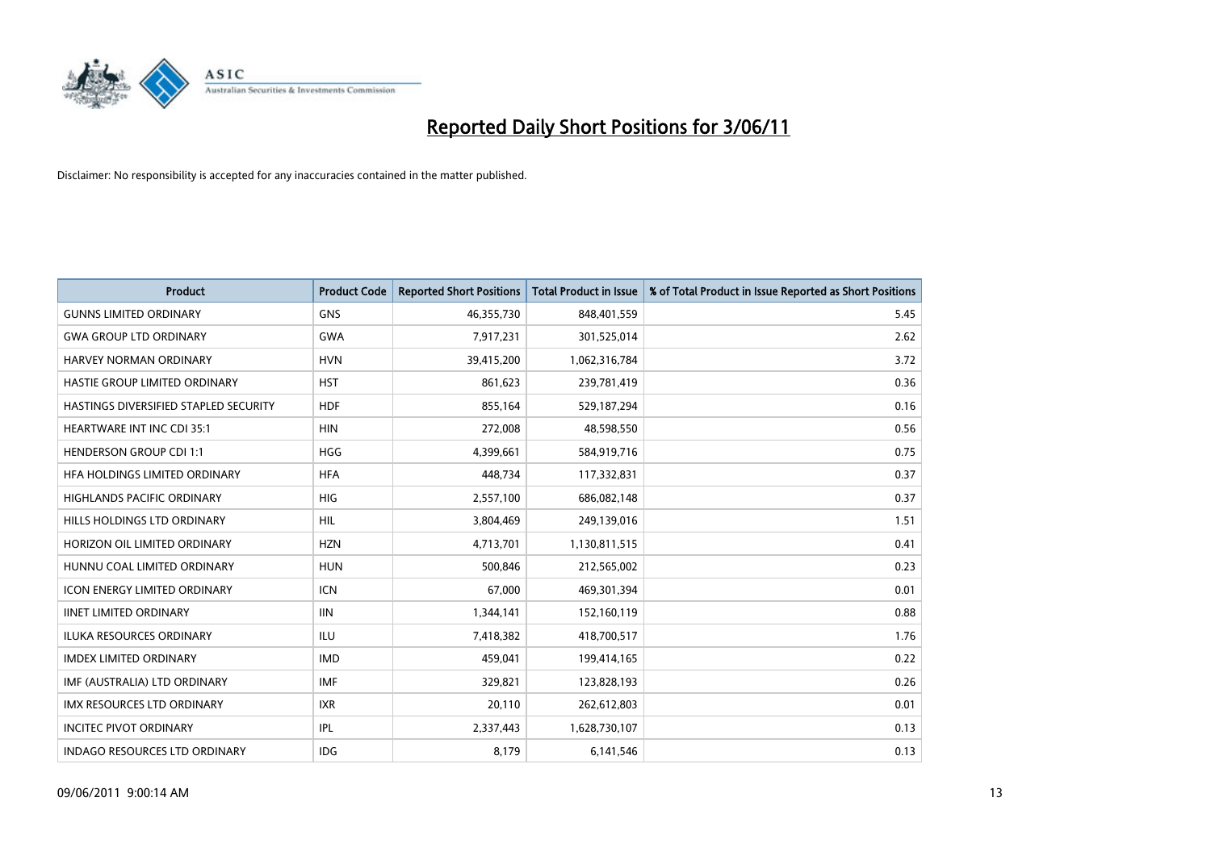# Reported Daily Short Positions for 3/06/11

Disclaimer: No responsibility is accepted for any inaccuracies contained in the matter published.

| Product | Product Code | Reported Short Positions | Total Product in Issue | % of Total Product in Issue Reported as Short Positions |
|---|---|---|---|---|
| GUNNS LIMITED ORDINARY | GNS | 46,355,730 | 848,401,559 | 5.45 |
| GWA GROUP LTD ORDINARY | GWA | 7,917,231 | 301,525,014 | 2.62 |
| HARVEY NORMAN ORDINARY | HVN | 39,415,200 | 1,062,316,784 | 3.72 |
| HASTIE GROUP LIMITED ORDINARY | HST | 861,623 | 239,781,419 | 0.36 |
| HASTINGS DIVERSIFIED STAPLED SECURITY | HDF | 855,164 | 529,187,294 | 0.16 |
| HEARTWARE INT INC CDI 35:1 | HIN | 272,008 | 48,598,550 | 0.56 |
| HENDERSON GROUP CDI 1:1 | HGG | 4,399,661 | 584,919,716 | 0.75 |
| HFA HOLDINGS LIMITED ORDINARY | HFA | 448,734 | 117,332,831 | 0.37 |
| HIGHLANDS PACIFIC ORDINARY | HIG | 2,557,100 | 686,082,148 | 0.37 |
| HILLS HOLDINGS LTD ORDINARY | HIL | 3,804,469 | 249,139,016 | 1.51 |
| HORIZON OIL LIMITED ORDINARY | HZN | 4,713,701 | 1,130,811,515 | 0.41 |
| HUNNU COAL LIMITED ORDINARY | HUN | 500,846 | 212,565,002 | 0.23 |
| ICON ENERGY LIMITED ORDINARY | ICN | 67,000 | 469,301,394 | 0.01 |
| IINET LIMITED ORDINARY | IIN | 1,344,141 | 152,160,119 | 0.88 |
| ILUKA RESOURCES ORDINARY | ILU | 7,418,382 | 418,700,517 | 1.76 |
| IMDEX LIMITED ORDINARY | IMD | 459,041 | 199,414,165 | 0.22 |
| IMF (AUSTRALIA) LTD ORDINARY | IMF | 329,821 | 123,828,193 | 0.26 |
| IMX RESOURCES LTD ORDINARY | IXR | 20,110 | 262,612,803 | 0.01 |
| INCITEC PIVOT ORDINARY | IPL | 2,337,443 | 1,628,730,107 | 0.13 |
| INDAGO RESOURCES LTD ORDINARY | IDG | 8,179 | 6,141,546 | 0.13 |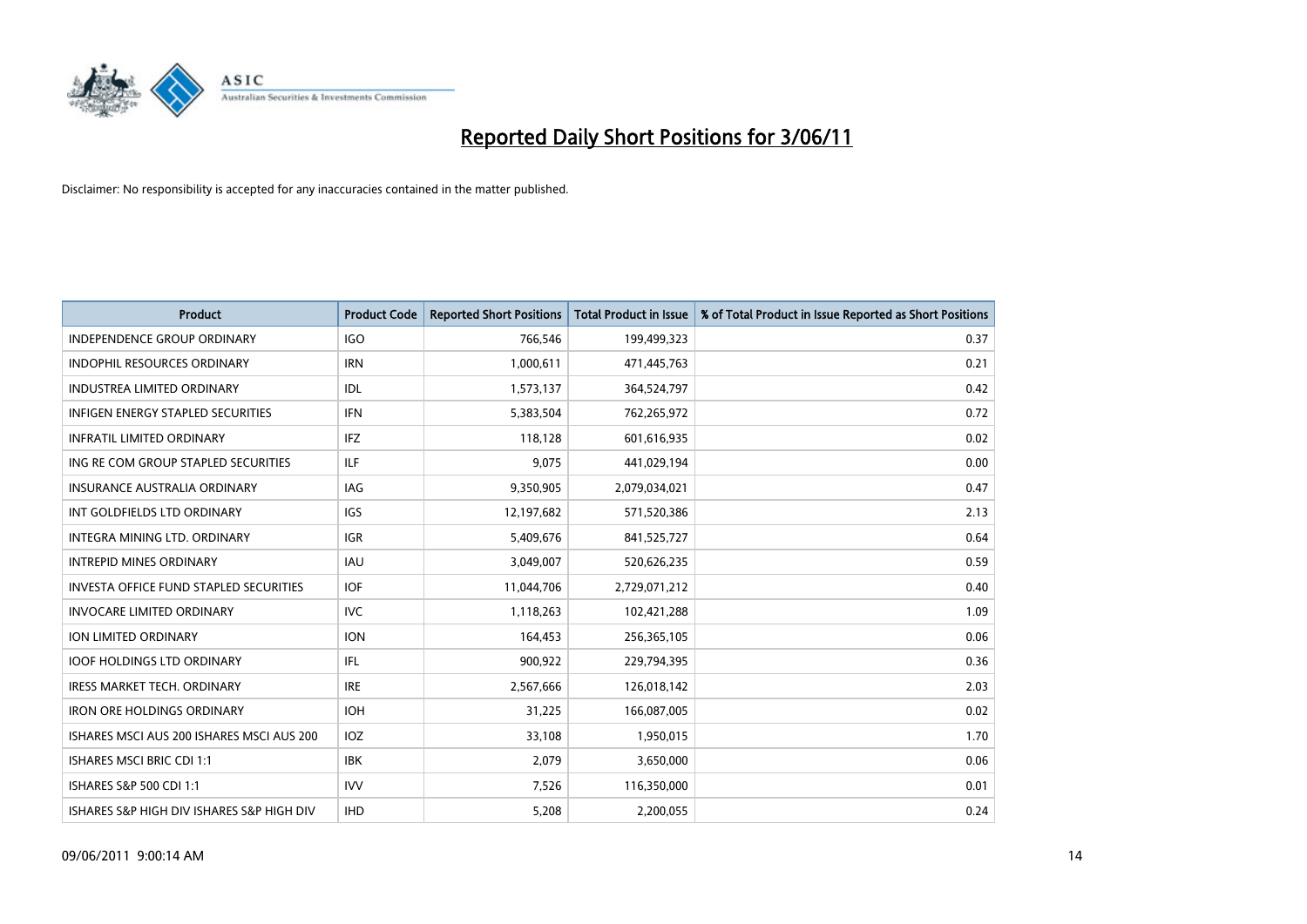# Reported Daily Short Positions for 3/06/11

Disclaimer: No responsibility is accepted for any inaccuracies contained in the matter published.

| Product | Product Code | Reported Short Positions | Total Product in Issue | % of Total Product in Issue Reported as Short Positions |
|---|---|---|---|---|
| INDEPENDENCE GROUP ORDINARY | IGO | 766,546 | 199,499,323 | 0.37 |
| INDOPHIL RESOURCES ORDINARY | IRN | 1,000,611 | 471,445,763 | 0.21 |
| INDUSTREA LIMITED ORDINARY | IDL | 1,573,137 | 364,524,797 | 0.42 |
| INFIGEN ENERGY STAPLED SECURITIES | IFN | 5,383,504 | 762,265,972 | 0.72 |
| INFRATIL LIMITED ORDINARY | IFZ | 118,128 | 601,616,935 | 0.02 |
| ING RE COM GROUP STAPLED SECURITIES | ILF | 9,075 | 441,029,194 | 0.00 |
| INSURANCE AUSTRALIA ORDINARY | IAG | 9,350,905 | 2,079,034,021 | 0.47 |
| INT GOLDFIELDS LTD ORDINARY | IGS | 12,197,682 | 571,520,386 | 2.13 |
| INTEGRA MINING LTD. ORDINARY | IGR | 5,409,676 | 841,525,727 | 0.64 |
| INTREPID MINES ORDINARY | IAU | 3,049,007 | 520,626,235 | 0.59 |
| INVESTA OFFICE FUND STAPLED SECURITIES | IOF | 11,044,706 | 2,729,071,212 | 0.40 |
| INVOCARE LIMITED ORDINARY | IVC | 1,118,263 | 102,421,288 | 1.09 |
| ION LIMITED ORDINARY | ION | 164,453 | 256,365,105 | 0.06 |
| IOOF HOLDINGS LTD ORDINARY | IFL | 900,922 | 229,794,395 | 0.36 |
| IRESS MARKET TECH. ORDINARY | IRE | 2,567,666 | 126,018,142 | 2.03 |
| IRON ORE HOLDINGS ORDINARY | IOH | 31,225 | 166,087,005 | 0.02 |
| ISHARES MSCI AUS 200 ISHARES MSCI AUS 200 | IOZ | 33,108 | 1,950,015 | 1.70 |
| ISHARES MSCI BRIC CDI 1:1 | IBK | 2,079 | 3,650,000 | 0.06 |
| ISHARES S&P 500 CDI 1:1 | IVV | 7,526 | 116,350,000 | 0.01 |
| ISHARES S&P HIGH DIV ISHARES S&P HIGH DIV | IHD | 5,208 | 2,200,055 | 0.24 |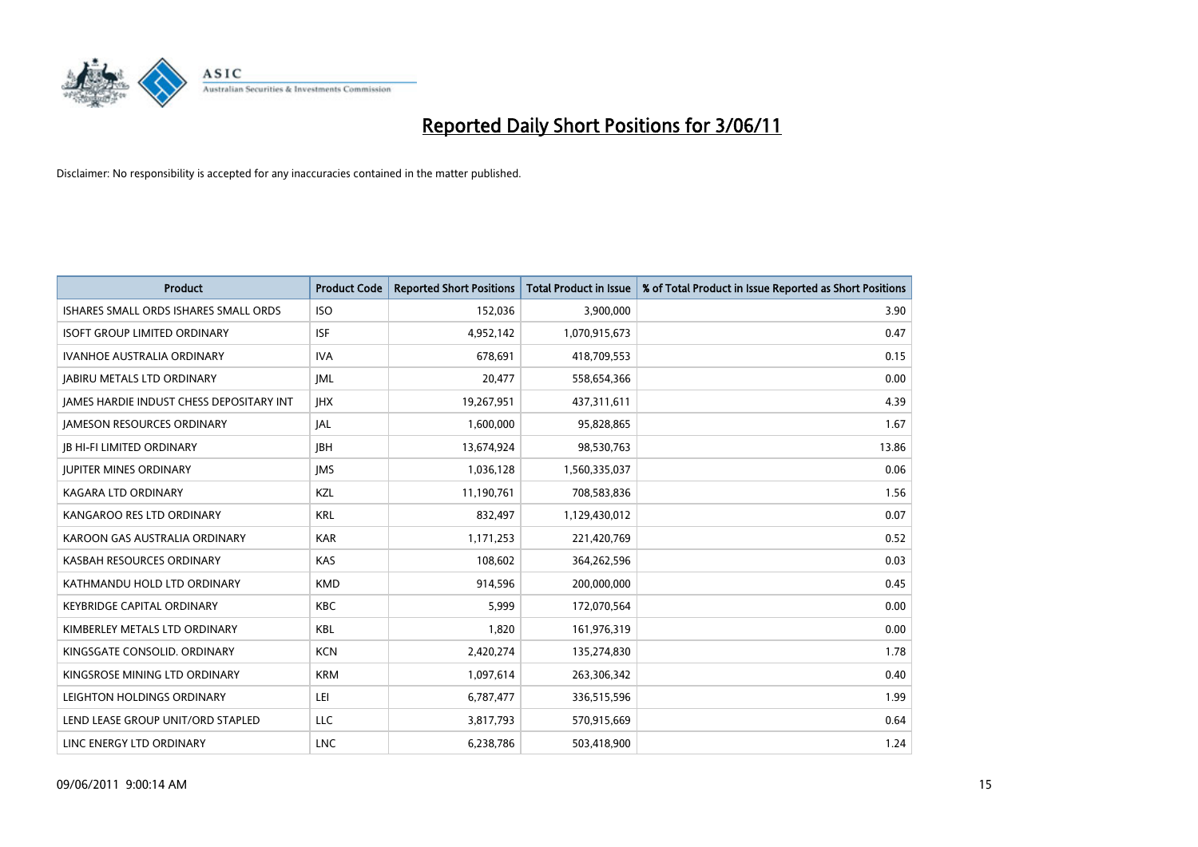# Reported Daily Short Positions for 3/06/11

Disclaimer: No responsibility is accepted for any inaccuracies contained in the matter published.

| Product | Product Code | Reported Short Positions | Total Product in Issue | % of Total Product in Issue Reported as Short Positions |
|---|---|---|---|---|
| ISHARES SMALL ORDS ISHARES SMALL ORDS | ISO | 152,036 | 3,900,000 | 3.90 |
| ISOFT GROUP LIMITED ORDINARY | ISF | 4,952,142 | 1,070,915,673 | 0.47 |
| IVANHOE AUSTRALIA ORDINARY | IVA | 678,691 | 418,709,553 | 0.15 |
| JABIRU METALS LTD ORDINARY | JML | 20,477 | 558,654,366 | 0.00 |
| JAMES HARDIE INDUST CHESS DEPOSITARY INT | JHX | 19,267,951 | 437,311,611 | 4.39 |
| JAMESON RESOURCES ORDINARY | JAL | 1,600,000 | 95,828,865 | 1.67 |
| JB HI-FI LIMITED ORDINARY | JBH | 13,674,924 | 98,530,763 | 13.86 |
| JUPITER MINES ORDINARY | JMS | 1,036,128 | 1,560,335,037 | 0.06 |
| KAGARA LTD ORDINARY | KZL | 11,190,761 | 708,583,836 | 1.56 |
| KANGAROO RES LTD ORDINARY | KRL | 832,497 | 1,129,430,012 | 0.07 |
| KAROON GAS AUSTRALIA ORDINARY | KAR | 1,171,253 | 221,420,769 | 0.52 |
| KASBAH RESOURCES ORDINARY | KAS | 108,602 | 364,262,596 | 0.03 |
| KATHMANDU HOLD LTD ORDINARY | KMD | 914,596 | 200,000,000 | 0.45 |
| KEYBRIDGE CAPITAL ORDINARY | KBC | 5,999 | 172,070,564 | 0.00 |
| KIMBERLEY METALS LTD ORDINARY | KBL | 1,820 | 161,976,319 | 0.00 |
| KINGSGATE CONSOLID. ORDINARY | KCN | 2,420,274 | 135,274,830 | 1.78 |
| KINGSROSE MINING LTD ORDINARY | KRM | 1,097,614 | 263,306,342 | 0.40 |
| LEIGHTON HOLDINGS ORDINARY | LEI | 6,787,477 | 336,515,596 | 1.99 |
| LEND LEASE GROUP UNIT/ORD STAPLED | LLC | 3,817,793 | 570,915,669 | 0.64 |
| LINC ENERGY LTD ORDINARY | LNC | 6,238,786 | 503,418,900 | 1.24 |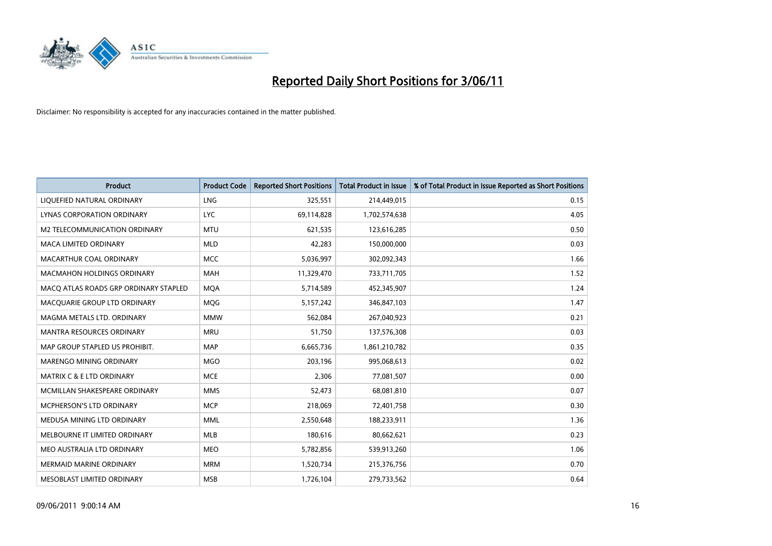# Reported Daily Short Positions for 3/06/11

Disclaimer: No responsibility is accepted for any inaccuracies contained in the matter published.

| Product | Product Code | Reported Short Positions | Total Product in Issue | % of Total Product in Issue Reported as Short Positions |
|---|---|---|---|---|
| LIQUEFIED NATURAL ORDINARY | LNG | 325,551 | 214,449,015 | 0.15 |
| LYNAS CORPORATION ORDINARY | LYC | 69,114,828 | 1,702,574,638 | 4.05 |
| M2 TELECOMMUNICATION ORDINARY | MTU | 621,535 | 123,616,285 | 0.50 |
| MACA LIMITED ORDINARY | MLD | 42,283 | 150,000,000 | 0.03 |
| MACARTHUR COAL ORDINARY | MCC | 5,036,997 | 302,092,343 | 1.66 |
| MACMAHON HOLDINGS ORDINARY | MAH | 11,329,470 | 733,711,705 | 1.52 |
| MACQ ATLAS ROADS GRP ORDINARY STAPLED | MQA | 5,714,589 | 452,345,907 | 1.24 |
| MACQUARIE GROUP LTD ORDINARY | MQG | 5,157,242 | 346,847,103 | 1.47 |
| MAGMA METALS LTD. ORDINARY | MMW | 562,084 | 267,040,923 | 0.21 |
| MANTRA RESOURCES ORDINARY | MRU | 51,750 | 137,576,308 | 0.03 |
| MAP GROUP STAPLED US PROHIBIT. | MAP | 6,665,736 | 1,861,210,782 | 0.35 |
| MARENGO MINING ORDINARY | MGO | 203,196 | 995,068,613 | 0.02 |
| MATRIX C & E LTD ORDINARY | MCE | 2,306 | 77,081,507 | 0.00 |
| MCMILLAN SHAKESPEARE ORDINARY | MMS | 52,473 | 68,081,810 | 0.07 |
| MCPHERSON'S LTD ORDINARY | MCP | 218,069 | 72,401,758 | 0.30 |
| MEDUSA MINING LTD ORDINARY | MML | 2,550,648 | 188,233,911 | 1.36 |
| MELBOURNE IT LIMITED ORDINARY | MLB | 180,616 | 80,662,621 | 0.23 |
| MEO AUSTRALIA LTD ORDINARY | MEO | 5,782,856 | 539,913,260 | 1.06 |
| MERMAID MARINE ORDINARY | MRM | 1,520,734 | 215,376,756 | 0.70 |
| MESOBLAST LIMITED ORDINARY | MSB | 1,726,104 | 279,733,562 | 0.64 |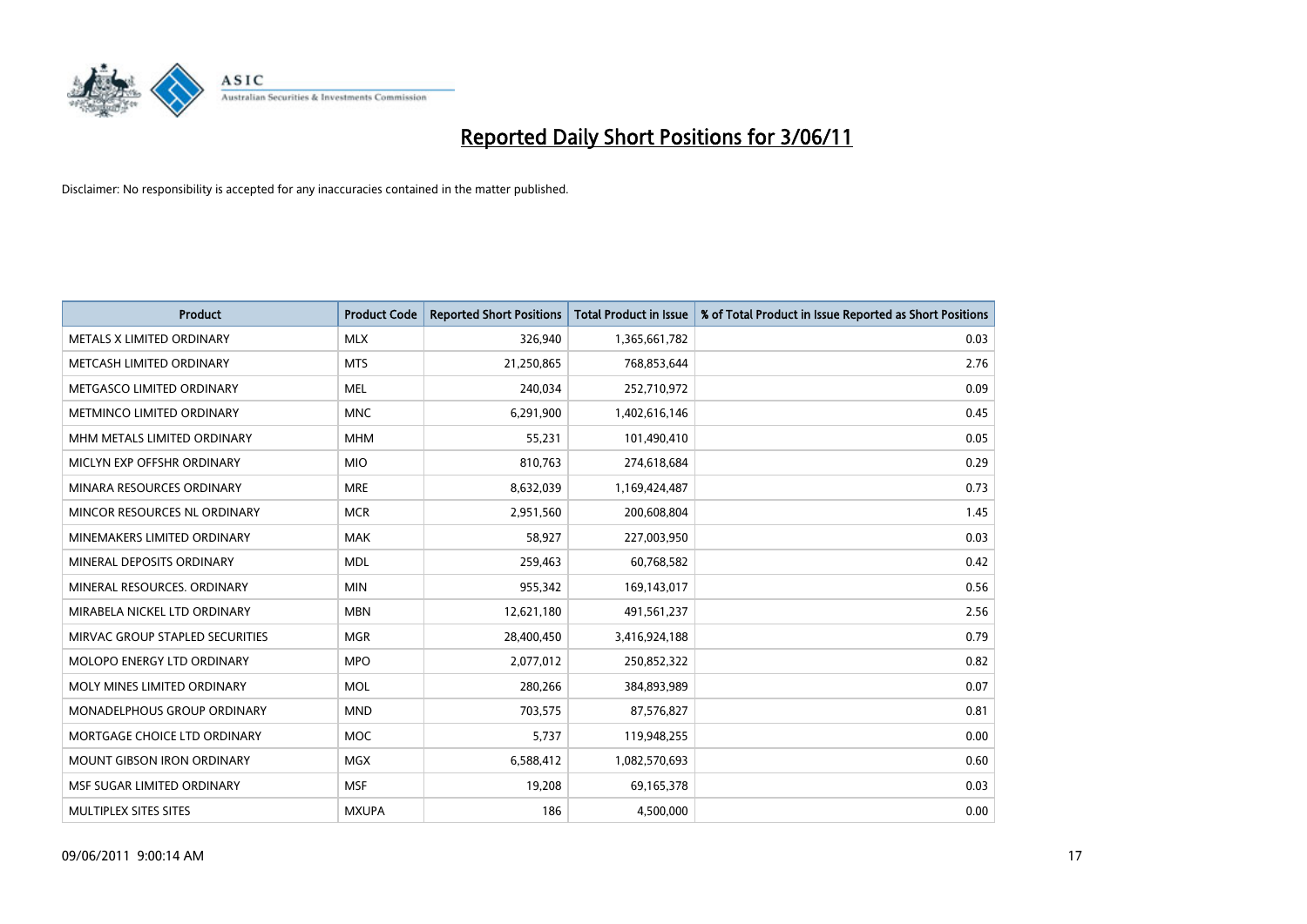# Reported Daily Short Positions for 3/06/11

Disclaimer: No responsibility is accepted for any inaccuracies contained in the matter published.

| Product | Product Code | Reported Short Positions | Total Product in Issue | % of Total Product in Issue Reported as Short Positions |
|---|---|---|---|---|
| METALS X LIMITED ORDINARY | MLX | 326,940 | 1,365,661,782 | 0.03 |
| METCASH LIMITED ORDINARY | MTS | 21,250,865 | 768,853,644 | 2.76 |
| METGASCO LIMITED ORDINARY | MEL | 240,034 | 252,710,972 | 0.09 |
| METMINCO LIMITED ORDINARY | MNC | 6,291,900 | 1,402,616,146 | 0.45 |
| MHM METALS LIMITED ORDINARY | MHM | 55,231 | 101,490,410 | 0.05 |
| MICLYN EXP OFFSHR ORDINARY | MIO | 810,763 | 274,618,684 | 0.29 |
| MINARA RESOURCES ORDINARY | MRE | 8,632,039 | 1,169,424,487 | 0.73 |
| MINCOR RESOURCES NL ORDINARY | MCR | 2,951,560 | 200,608,804 | 1.45 |
| MINEMAKERS LIMITED ORDINARY | MAK | 58,927 | 227,003,950 | 0.03 |
| MINERAL DEPOSITS ORDINARY | MDL | 259,463 | 60,768,582 | 0.42 |
| MINERAL RESOURCES. ORDINARY | MIN | 955,342 | 169,143,017 | 0.56 |
| MIRABELA NICKEL LTD ORDINARY | MBN | 12,621,180 | 491,561,237 | 2.56 |
| MIRVAC GROUP STAPLED SECURITIES | MGR | 28,400,450 | 3,416,924,188 | 0.79 |
| MOLOPO ENERGY LTD ORDINARY | MPO | 2,077,012 | 250,852,322 | 0.82 |
| MOLY MINES LIMITED ORDINARY | MOL | 280,266 | 384,893,989 | 0.07 |
| MONADELPHOUS GROUP ORDINARY | MND | 703,575 | 87,576,827 | 0.81 |
| MORTGAGE CHOICE LTD ORDINARY | MOC | 5,737 | 119,948,255 | 0.00 |
| MOUNT GIBSON IRON ORDINARY | MGX | 6,588,412 | 1,082,570,693 | 0.60 |
| MSF SUGAR LIMITED ORDINARY | MSF | 19,208 | 69,165,378 | 0.03 |
| MULTIPLEX SITES SITES | MXUPA | 186 | 4,500,000 | 0.00 |

09/06/2011 9:00:14 AM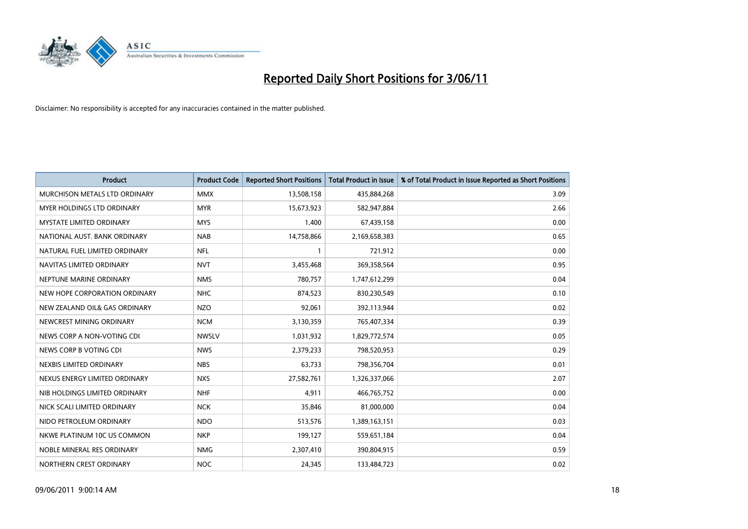# Reported Daily Short Positions for 3/06/11

Disclaimer: No responsibility is accepted for any inaccuracies contained in the matter published.

| Product | Product Code | Reported Short Positions | Total Product in Issue | % of Total Product in Issue Reported as Short Positions |
|---|---|---|---|---|
| MURCHISON METALS LTD ORDINARY | MMX | 13,508,158 | 435,884,268 | 3.09 |
| MYER HOLDINGS LTD ORDINARY | MYR | 15,673,923 | 582,947,884 | 2.66 |
| MYSTATE LIMITED ORDINARY | MYS | 1,400 | 67,439,158 | 0.00 |
| NATIONAL AUST. BANK ORDINARY | NAB | 14,758,866 | 2,169,658,383 | 0.65 |
| NATURAL FUEL LIMITED ORDINARY | NFL | 1 | 721,912 | 0.00 |
| NAVITAS LIMITED ORDINARY | NVT | 3,455,468 | 369,358,564 | 0.95 |
| NEPTUNE MARINE ORDINARY | NMS | 780,757 | 1,747,612,299 | 0.04 |
| NEW HOPE CORPORATION ORDINARY | NHC | 874,523 | 830,230,549 | 0.10 |
| NEW ZEALAND OIL& GAS ORDINARY | NZO | 92,061 | 392,113,944 | 0.02 |
| NEWCREST MINING ORDINARY | NCM | 3,130,359 | 765,407,334 | 0.39 |
| NEWS CORP A NON-VOTING CDI | NWSLV | 1,031,932 | 1,829,772,574 | 0.05 |
| NEWS CORP B VOTING CDI | NWS | 2,379,233 | 798,520,953 | 0.29 |
| NEXBIS LIMITED ORDINARY | NBS | 63,733 | 798,356,704 | 0.01 |
| NEXUS ENERGY LIMITED ORDINARY | NXS | 27,582,761 | 1,326,337,066 | 2.07 |
| NIB HOLDINGS LIMITED ORDINARY | NHF | 4,911 | 466,765,752 | 0.00 |
| NICK SCALI LIMITED ORDINARY | NCK | 35,846 | 81,000,000 | 0.04 |
| NIDO PETROLEUM ORDINARY | NDO | 513,576 | 1,389,163,151 | 0.03 |
| NKWE PLATINUM 10C US COMMON | NKP | 199,127 | 559,651,184 | 0.04 |
| NOBLE MINERAL RES ORDINARY | NMG | 2,307,410 | 390,804,915 | 0.59 |
| NORTHERN CREST ORDINARY | NOC | 24,345 | 133,484,723 | 0.02 |

09/06/2011 9:00:14 AM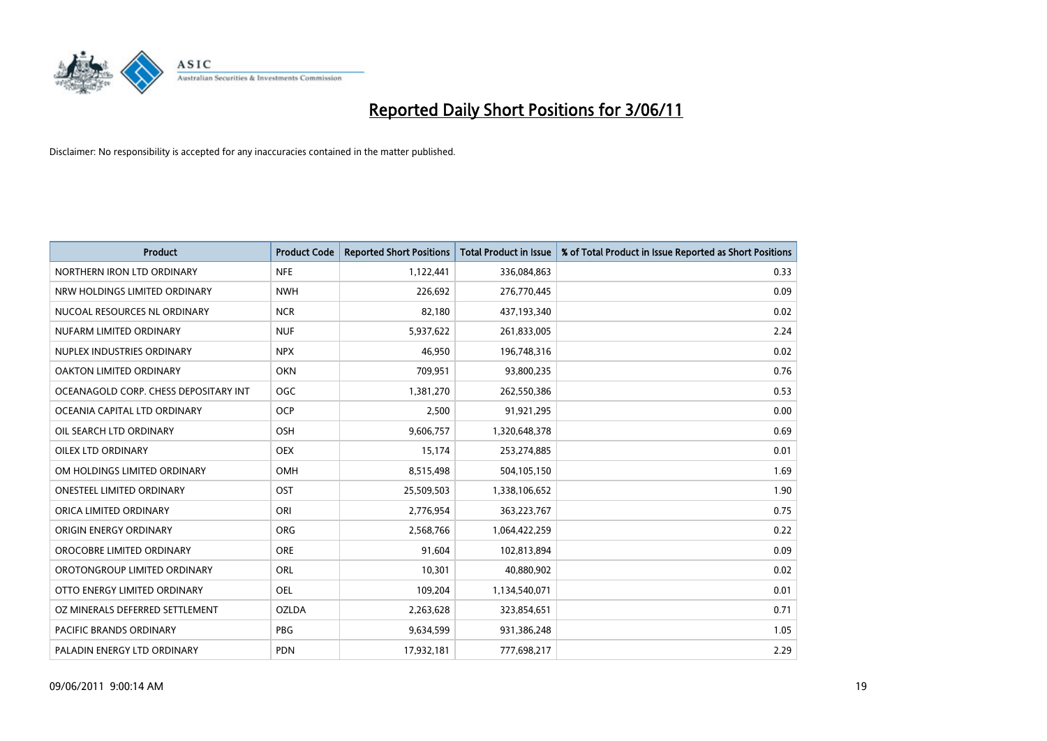# Reported Daily Short Positions for 3/06/11

Disclaimer: No responsibility is accepted for any inaccuracies contained in the matter published.

| Product | Product Code | Reported Short Positions | Total Product in Issue | % of Total Product in Issue Reported as Short Positions |
|---|---|---|---|---|
| NORTHERN IRON LTD ORDINARY | NFE | 1,122,441 | 336,084,863 | 0.33 |
| NRW HOLDINGS LIMITED ORDINARY | NWH | 226,692 | 276,770,445 | 0.09 |
| NUCOAL RESOURCES NL ORDINARY | NCR | 82,180 | 437,193,340 | 0.02 |
| NUFARM LIMITED ORDINARY | NUF | 5,937,622 | 261,833,005 | 2.24 |
| NUPLEX INDUSTRIES ORDINARY | NPX | 46,950 | 196,748,316 | 0.02 |
| OAKTON LIMITED ORDINARY | OKN | 709,951 | 93,800,235 | 0.76 |
| OCEANAGOLD CORP. CHESS DEPOSITARY INT | OGC | 1,381,270 | 262,550,386 | 0.53 |
| OCEANIA CAPITAL LTD ORDINARY | OCP | 2,500 | 91,921,295 | 0.00 |
| OIL SEARCH LTD ORDINARY | OSH | 9,606,757 | 1,320,648,378 | 0.69 |
| OILEX LTD ORDINARY | OEX | 15,174 | 253,274,885 | 0.01 |
| OM HOLDINGS LIMITED ORDINARY | OMH | 8,515,498 | 504,105,150 | 1.69 |
| ONESTEEL LIMITED ORDINARY | OST | 25,509,503 | 1,338,106,652 | 1.90 |
| ORICA LIMITED ORDINARY | ORI | 2,776,954 | 363,223,767 | 0.75 |
| ORIGIN ENERGY ORDINARY | ORG | 2,568,766 | 1,064,422,259 | 0.22 |
| OROCOBRE LIMITED ORDINARY | ORE | 91,604 | 102,813,894 | 0.09 |
| OROTONGROUP LIMITED ORDINARY | ORL | 10,301 | 40,880,902 | 0.02 |
| OTTO ENERGY LIMITED ORDINARY | OEL | 109,204 | 1,134,540,071 | 0.01 |
| OZ MINERALS DEFERRED SETTLEMENT | OZLDA | 2,263,628 | 323,854,651 | 0.71 |
| PACIFIC BRANDS ORDINARY | PBG | 9,634,599 | 931,386,248 | 1.05 |
| PALADIN ENERGY LTD ORDINARY | PDN | 17,932,181 | 777,698,217 | 2.29 |

09/06/2011 9:00:14 AM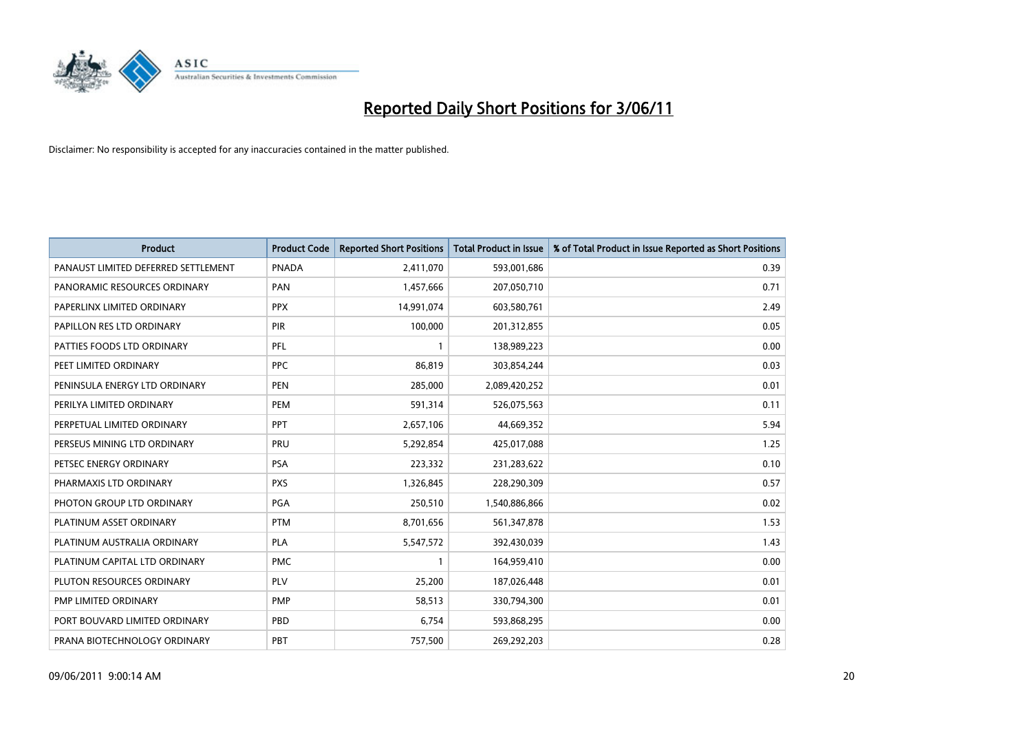# Reported Daily Short Positions for 3/06/11

Disclaimer: No responsibility is accepted for any inaccuracies contained in the matter published.

| Product | Product Code | Reported Short Positions | Total Product in Issue | % of Total Product in Issue Reported as Short Positions |
|---|---|---|---|---|
| PANAUST LIMITED DEFERRED SETTLEMENT | PNADA | 2,411,070 | 593,001,686 | 0.39 |
| PANORAMIC RESOURCES ORDINARY | PAN | 1,457,666 | 207,050,710 | 0.71 |
| PAPERLINX LIMITED ORDINARY | PPX | 14,991,074 | 603,580,761 | 2.49 |
| PAPILLON RES LTD ORDINARY | PIR | 100,000 | 201,312,855 | 0.05 |
| PATTIES FOODS LTD ORDINARY | PFL | 1 | 138,989,223 | 0.00 |
| PEET LIMITED ORDINARY | PPC | 86,819 | 303,854,244 | 0.03 |
| PENINSULA ENERGY LTD ORDINARY | PEN | 285,000 | 2,089,420,252 | 0.01 |
| PERILYA LIMITED ORDINARY | PEM | 591,314 | 526,075,563 | 0.11 |
| PERPETUAL LIMITED ORDINARY | PPT | 2,657,106 | 44,669,352 | 5.94 |
| PERSEUS MINING LTD ORDINARY | PRU | 5,292,854 | 425,017,088 | 1.25 |
| PETSEC ENERGY ORDINARY | PSA | 223,332 | 231,283,622 | 0.10 |
| PHARMAXIS LTD ORDINARY | PXS | 1,326,845 | 228,290,309 | 0.57 |
| PHOTON GROUP LTD ORDINARY | PGA | 250,510 | 1,540,886,866 | 0.02 |
| PLATINUM ASSET ORDINARY | PTM | 8,701,656 | 561,347,878 | 1.53 |
| PLATINUM AUSTRALIA ORDINARY | PLA | 5,547,572 | 392,430,039 | 1.43 |
| PLATINUM CAPITAL LTD ORDINARY | PMC | 1 | 164,959,410 | 0.00 |
| PLUTON RESOURCES ORDINARY | PLV | 25,200 | 187,026,448 | 0.01 |
| PMP LIMITED ORDINARY | PMP | 58,513 | 330,794,300 | 0.01 |
| PORT BOUVARD LIMITED ORDINARY | PBD | 6,754 | 593,868,295 | 0.00 |
| PRANA BIOTECHNOLOGY ORDINARY | PBT | 757,500 | 269,292,203 | 0.28 |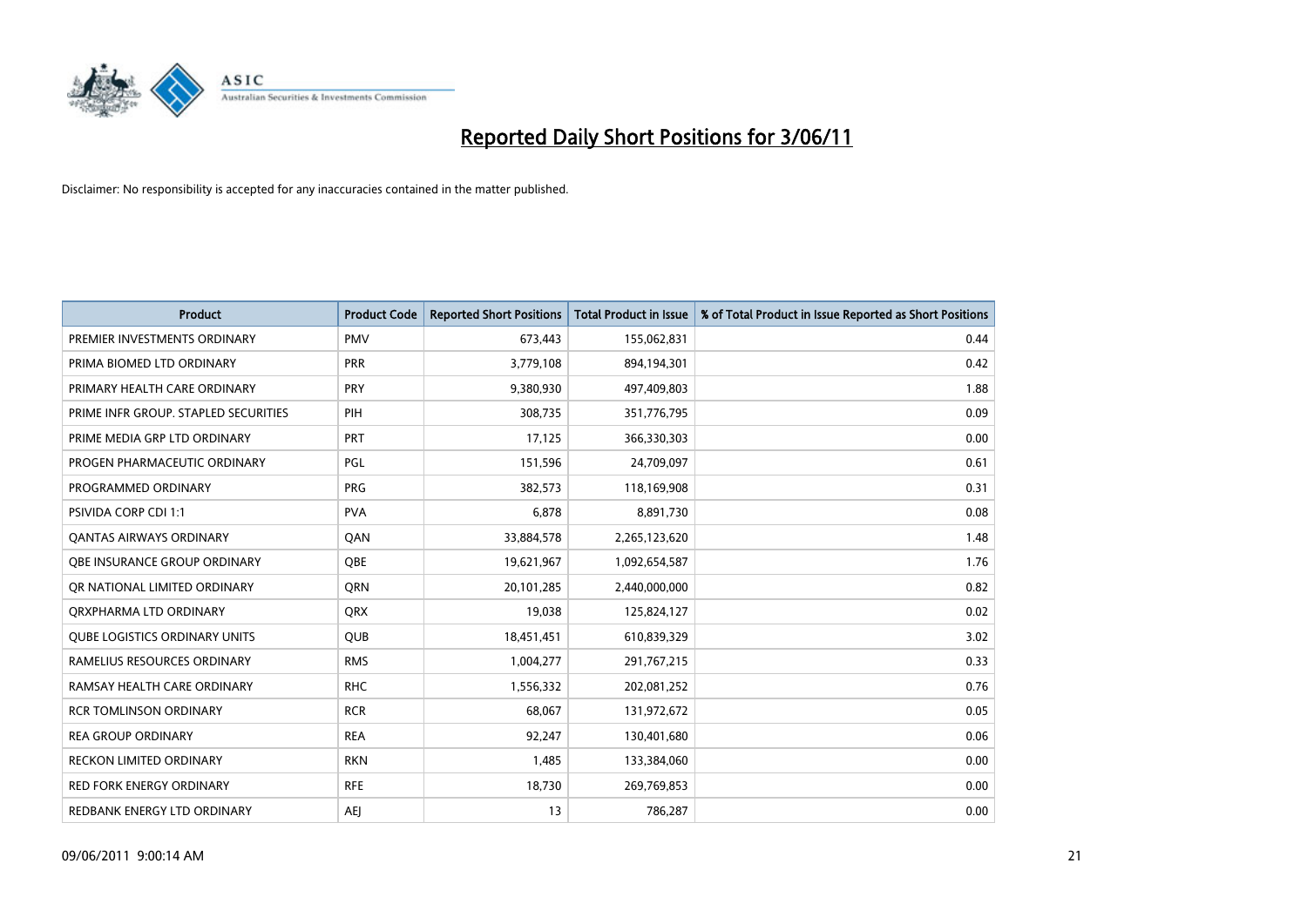# Reported Daily Short Positions for 3/06/11

Disclaimer: No responsibility is accepted for any inaccuracies contained in the matter published.

| Product | Product Code | Reported Short Positions | Total Product in Issue | % of Total Product in Issue Reported as Short Positions |
|---|---|---|---|---|
| PREMIER INVESTMENTS ORDINARY | PMV | 673,443 | 155,062,831 | 0.44 |
| PRIMA BIOMED LTD ORDINARY | PRR | 3,779,108 | 894,194,301 | 0.42 |
| PRIMARY HEALTH CARE ORDINARY | PRY | 9,380,930 | 497,409,803 | 1.88 |
| PRIME INFR GROUP. STAPLED SECURITIES | PIH | 308,735 | 351,776,795 | 0.09 |
| PRIME MEDIA GRP LTD ORDINARY | PRT | 17,125 | 366,330,303 | 0.00 |
| PROGEN PHARMACEUTIC ORDINARY | PGL | 151,596 | 24,709,097 | 0.61 |
| PROGRAMMED ORDINARY | PRG | 382,573 | 118,169,908 | 0.31 |
| PSIVIDA CORP CDI 1:1 | PVA | 6,878 | 8,891,730 | 0.08 |
| QANTAS AIRWAYS ORDINARY | QAN | 33,884,578 | 2,265,123,620 | 1.48 |
| QBE INSURANCE GROUP ORDINARY | QBE | 19,621,967 | 1,092,654,587 | 1.76 |
| QR NATIONAL LIMITED ORDINARY | QRN | 20,101,285 | 2,440,000,000 | 0.82 |
| QRXPHARMA LTD ORDINARY | QRX | 19,038 | 125,824,127 | 0.02 |
| QUBE LOGISTICS ORDINARY UNITS | QUB | 18,451,451 | 610,839,329 | 3.02 |
| RAMELIUS RESOURCES ORDINARY | RMS | 1,004,277 | 291,767,215 | 0.33 |
| RAMSAY HEALTH CARE ORDINARY | RHC | 1,556,332 | 202,081,252 | 0.76 |
| RCR TOMLINSON ORDINARY | RCR | 68,067 | 131,972,672 | 0.05 |
| REA GROUP ORDINARY | REA | 92,247 | 130,401,680 | 0.06 |
| RECKON LIMITED ORDINARY | RKN | 1,485 | 133,384,060 | 0.00 |
| RED FORK ENERGY ORDINARY | RFE | 18,730 | 269,769,853 | 0.00 |
| REDBANK ENERGY LTD ORDINARY | AEJ | 13 | 786,287 | 0.00 |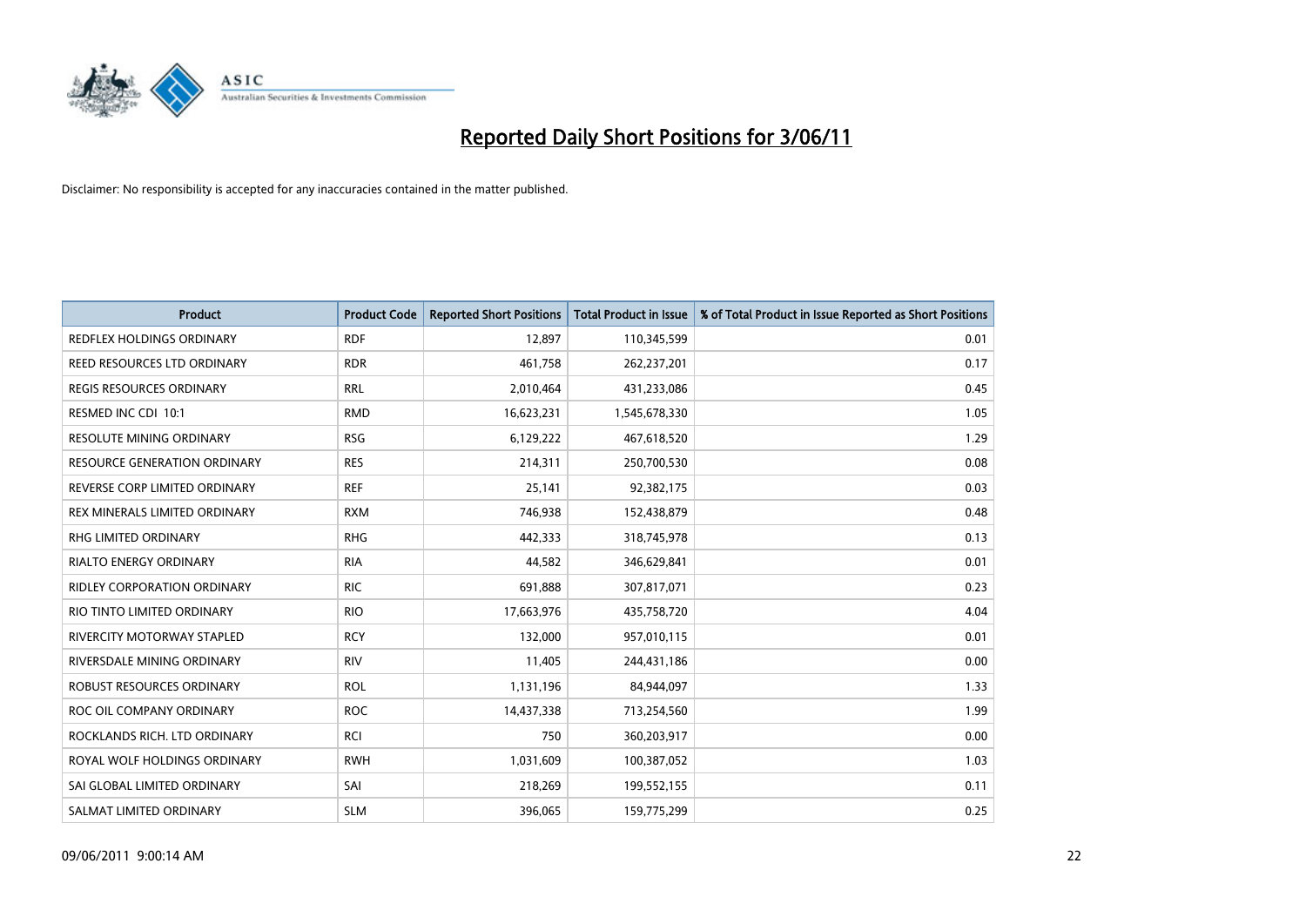# Reported Daily Short Positions for 3/06/11

Disclaimer: No responsibility is accepted for any inaccuracies contained in the matter published.

| Product | Product Code | Reported Short Positions | Total Product in Issue | % of Total Product in Issue Reported as Short Positions |
| --- | --- | --- | --- | --- |
| REDFLEX HOLDINGS ORDINARY | RDF | 12,897 | 110,345,599 | 0.01 |
| REED RESOURCES LTD ORDINARY | RDR | 461,758 | 262,237,201 | 0.17 |
| REGIS RESOURCES ORDINARY | RRL | 2,010,464 | 431,233,086 | 0.45 |
| RESMED INC CDI 10:1 | RMD | 16,623,231 | 1,545,678,330 | 1.05 |
| RESOLUTE MINING ORDINARY | RSG | 6,129,222 | 467,618,520 | 1.29 |
| RESOURCE GENERATION ORDINARY | RES | 214,311 | 250,700,530 | 0.08 |
| REVERSE CORP LIMITED ORDINARY | REF | 25,141 | 92,382,175 | 0.03 |
| REX MINERALS LIMITED ORDINARY | RXM | 746,938 | 152,438,879 | 0.48 |
| RHG LIMITED ORDINARY | RHG | 442,333 | 318,745,978 | 0.13 |
| RIALTO ENERGY ORDINARY | RIA | 44,582 | 346,629,841 | 0.01 |
| RIDLEY CORPORATION ORDINARY | RIC | 691,888 | 307,817,071 | 0.23 |
| RIO TINTO LIMITED ORDINARY | RIO | 17,663,976 | 435,758,720 | 4.04 |
| RIVERCITY MOTORWAY STAPLED | RCY | 132,000 | 957,010,115 | 0.01 |
| RIVERSDALE MINING ORDINARY | RIV | 11,405 | 244,431,186 | 0.00 |
| ROBUST RESOURCES ORDINARY | ROL | 1,131,196 | 84,944,097 | 1.33 |
| ROC OIL COMPANY ORDINARY | ROC | 14,437,338 | 713,254,560 | 1.99 |
| ROCKLANDS RICH. LTD ORDINARY | RCI | 750 | 360,203,917 | 0.00 |
| ROYAL WOLF HOLDINGS ORDINARY | RWH | 1,031,609 | 100,387,052 | 1.03 |
| SAI GLOBAL LIMITED ORDINARY | SAI | 218,269 | 199,552,155 | 0.11 |
| SALMAT LIMITED ORDINARY | SLM | 396,065 | 159,775,299 | 0.25 |

09/06/2011 9:00:14 AM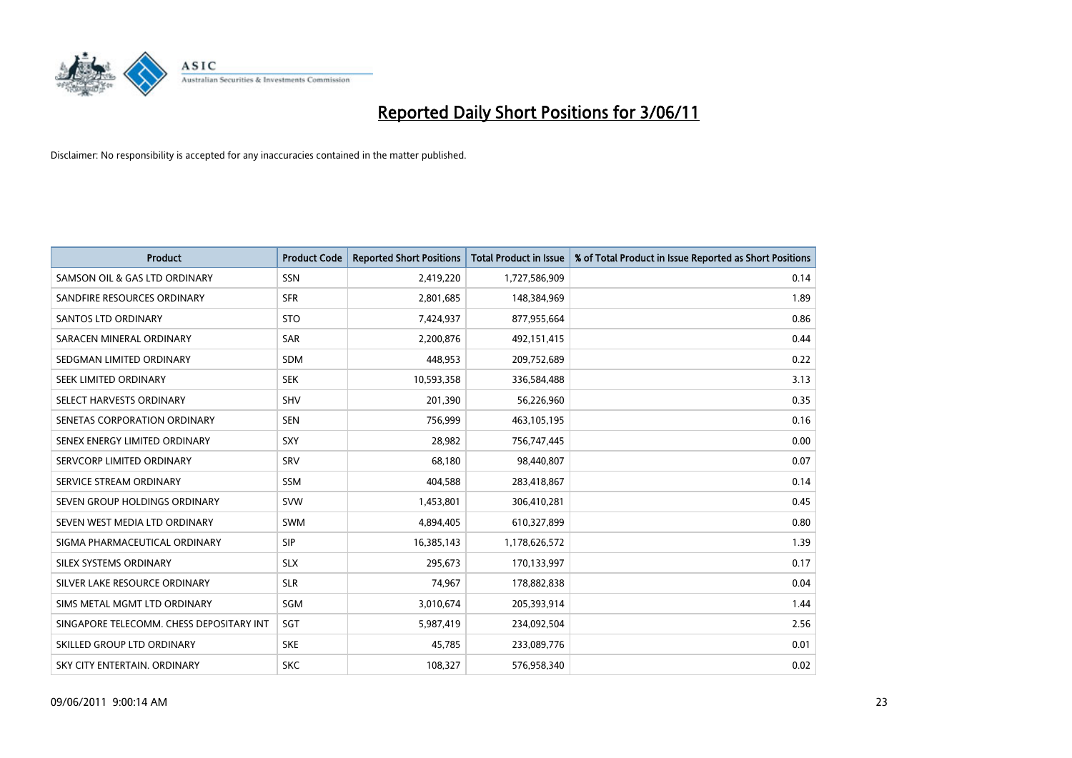# Reported Daily Short Positions for 3/06/11

Disclaimer: No responsibility is accepted for any inaccuracies contained in the matter published.

| Product | Product Code | Reported Short Positions | Total Product in Issue | % of Total Product in Issue Reported as Short Positions |
|---|---|---|---|---|
| SAMSON OIL & GAS LTD ORDINARY | SSN | 2,419,220 | 1,727,586,909 | 0.14 |
| SANDFIRE RESOURCES ORDINARY | SFR | 2,801,685 | 148,384,969 | 1.89 |
| SANTOS LTD ORDINARY | STO | 7,424,937 | 877,955,664 | 0.86 |
| SARACEN MINERAL ORDINARY | SAR | 2,200,876 | 492,151,415 | 0.44 |
| SEDGMAN LIMITED ORDINARY | SDM | 448,953 | 209,752,689 | 0.22 |
| SEEK LIMITED ORDINARY | SEK | 10,593,358 | 336,584,488 | 3.13 |
| SELECT HARVESTS ORDINARY | SHV | 201,390 | 56,226,960 | 0.35 |
| SENETAS CORPORATION ORDINARY | SEN | 756,999 | 463,105,195 | 0.16 |
| SENEX ENERGY LIMITED ORDINARY | SXY | 28,982 | 756,747,445 | 0.00 |
| SERVCORP LIMITED ORDINARY | SRV | 68,180 | 98,440,807 | 0.07 |
| SERVICE STREAM ORDINARY | SSM | 404,588 | 283,418,867 | 0.14 |
| SEVEN GROUP HOLDINGS ORDINARY | SVW | 1,453,801 | 306,410,281 | 0.45 |
| SEVEN WEST MEDIA LTD ORDINARY | SWM | 4,894,405 | 610,327,899 | 0.80 |
| SIGMA PHARMACEUTICAL ORDINARY | SIP | 16,385,143 | 1,178,626,572 | 1.39 |
| SILEX SYSTEMS ORDINARY | SLX | 295,673 | 170,133,997 | 0.17 |
| SILVER LAKE RESOURCE ORDINARY | SLR | 74,967 | 178,882,838 | 0.04 |
| SIMS METAL MGMT LTD ORDINARY | SGM | 3,010,674 | 205,393,914 | 1.44 |
| SINGAPORE TELECOMM. CHESS DEPOSITARY INT | SGT | 5,987,419 | 234,092,504 | 2.56 |
| SKILLED GROUP LTD ORDINARY | SKE | 45,785 | 233,089,776 | 0.01 |
| SKY CITY ENTERTAIN. ORDINARY | SKC | 108,327 | 576,958,340 | 0.02 |

09/06/2011 9:00:14 AM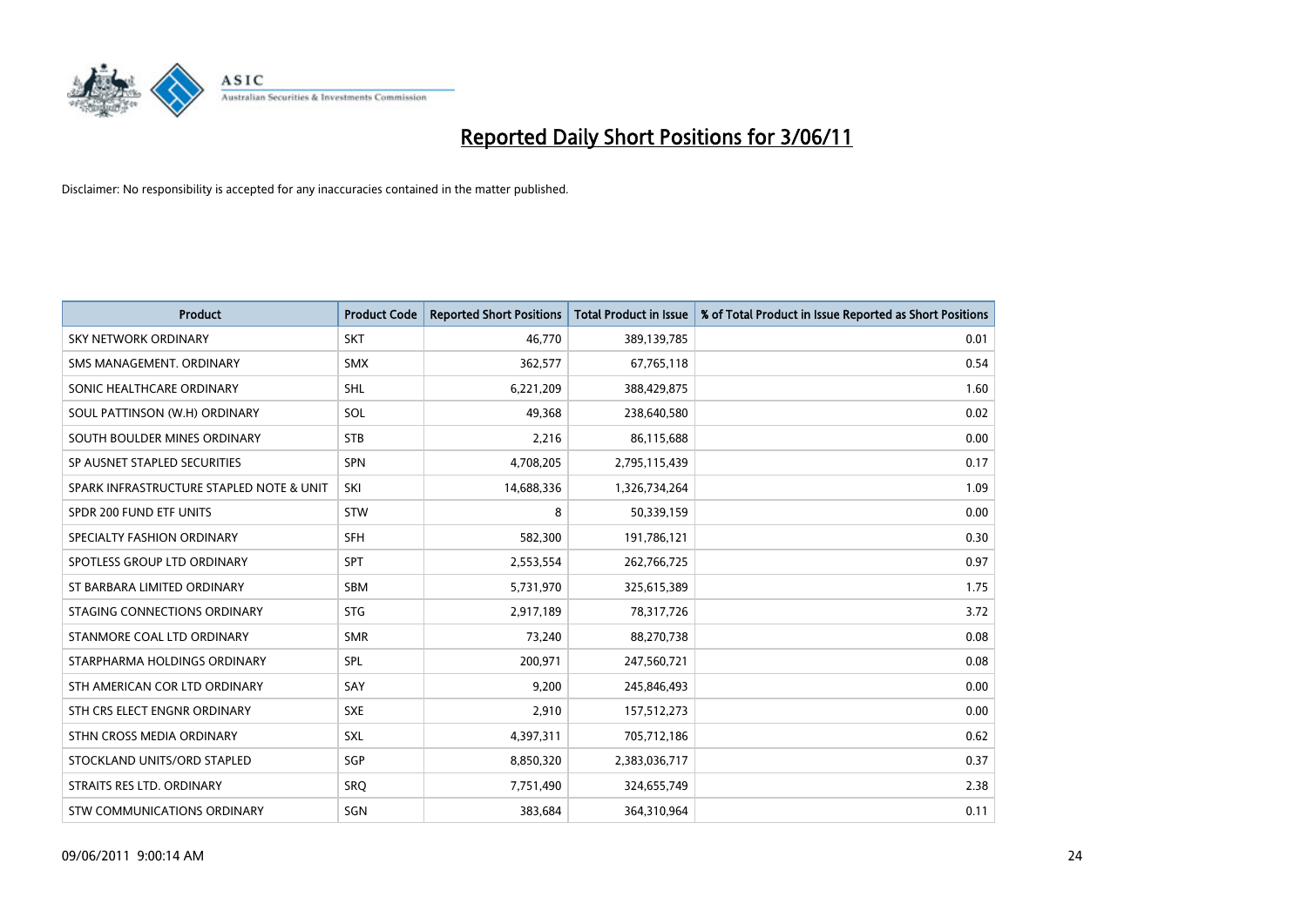# Reported Daily Short Positions for 3/06/11

Disclaimer: No responsibility is accepted for any inaccuracies contained in the matter published.

| Product | Product Code | Reported Short Positions | Total Product in Issue | % of Total Product in Issue Reported as Short Positions |
|---|---|---|---|---|
| SKY NETWORK ORDINARY | SKT | 46,770 | 389,139,785 | 0.01 |
| SMS MANAGEMENT. ORDINARY | SMX | 362,577 | 67,765,118 | 0.54 |
| SONIC HEALTHCARE ORDINARY | SHL | 6,221,209 | 388,429,875 | 1.60 |
| SOUL PATTINSON (W.H) ORDINARY | SOL | 49,368 | 238,640,580 | 0.02 |
| SOUTH BOULDER MINES ORDINARY | STB | 2,216 | 86,115,688 | 0.00 |
| SP AUSNET STAPLED SECURITIES | SPN | 4,708,205 | 2,795,115,439 | 0.17 |
| SPARK INFRASTRUCTURE STAPLED NOTE & UNIT | SKI | 14,688,336 | 1,326,734,264 | 1.09 |
| SPDR 200 FUND ETF UNITS | STW | 8 | 50,339,159 | 0.00 |
| SPECIALTY FASHION ORDINARY | SFH | 582,300 | 191,786,121 | 0.30 |
| SPOTLESS GROUP LTD ORDINARY | SPT | 2,553,554 | 262,766,725 | 0.97 |
| ST BARBARA LIMITED ORDINARY | SBM | 5,731,970 | 325,615,389 | 1.75 |
| STAGING CONNECTIONS ORDINARY | STG | 2,917,189 | 78,317,726 | 3.72 |
| STANMORE COAL LTD ORDINARY | SMR | 73,240 | 88,270,738 | 0.08 |
| STARPHARMA HOLDINGS ORDINARY | SPL | 200,971 | 247,560,721 | 0.08 |
| STH AMERICAN COR LTD ORDINARY | SAY | 9,200 | 245,846,493 | 0.00 |
| STH CRS ELECT ENGNR ORDINARY | SXE | 2,910 | 157,512,273 | 0.00 |
| STHN CROSS MEDIA ORDINARY | SXL | 4,397,311 | 705,712,186 | 0.62 |
| STOCKLAND UNITS/ORD STAPLED | SGP | 8,850,320 | 2,383,036,717 | 0.37 |
| STRAITS RES LTD. ORDINARY | SRQ | 7,751,490 | 324,655,749 | 2.38 |
| STW COMMUNICATIONS ORDINARY | SGN | 383,684 | 364,310,964 | 0.11 |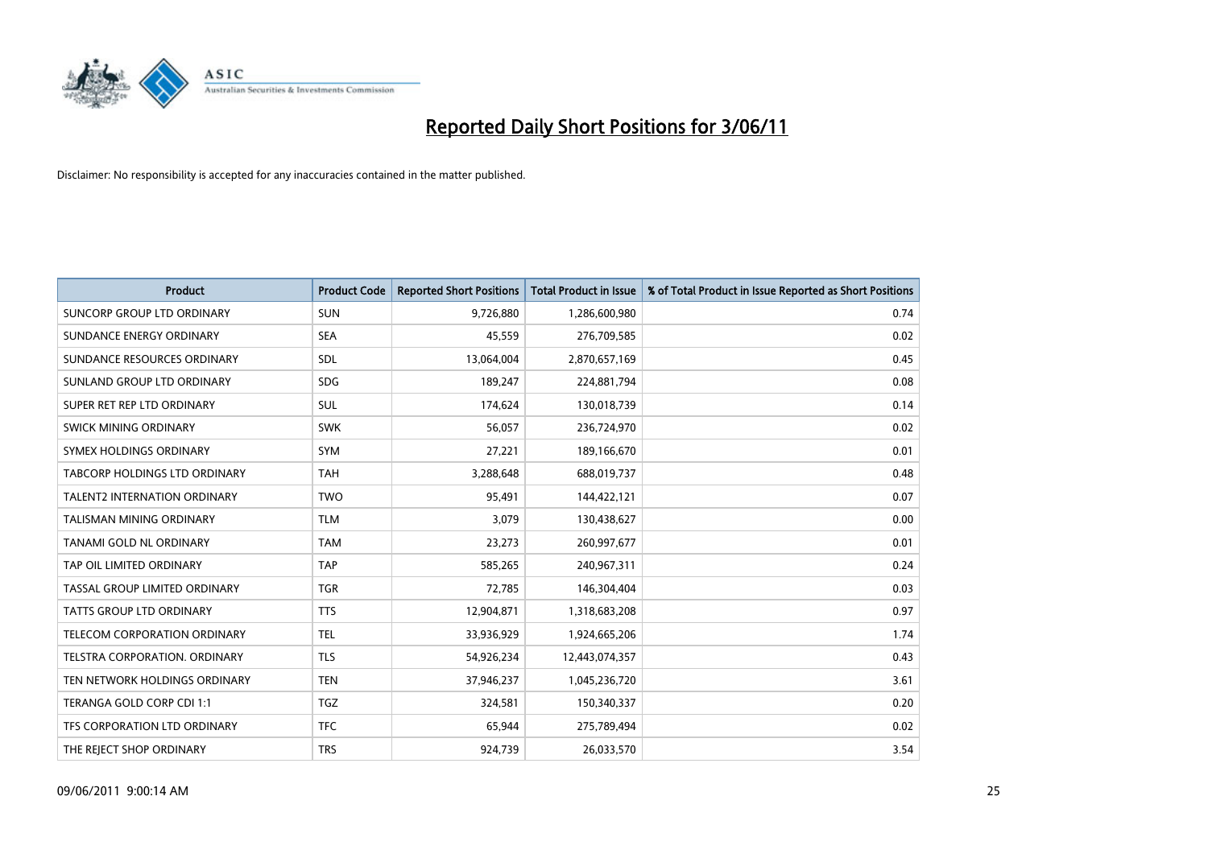# Reported Daily Short Positions for 3/06/11

Disclaimer: No responsibility is accepted for any inaccuracies contained in the matter published.

| Product | Product Code | Reported Short Positions | Total Product in Issue | % of Total Product in Issue Reported as Short Positions |
|---|---|---|---|---|
| SUNCORP GROUP LTD ORDINARY | SUN | 9,726,880 | 1,286,600,980 | 0.74 |
| SUNDANCE ENERGY ORDINARY | SEA | 45,559 | 276,709,585 | 0.02 |
| SUNDANCE RESOURCES ORDINARY | SDL | 13,064,004 | 2,870,657,169 | 0.45 |
| SUNLAND GROUP LTD ORDINARY | SDG | 189,247 | 224,881,794 | 0.08 |
| SUPER RET REP LTD ORDINARY | SUL | 174,624 | 130,018,739 | 0.14 |
| SWICK MINING ORDINARY | SWK | 56,057 | 236,724,970 | 0.02 |
| SYMEX HOLDINGS ORDINARY | SYM | 27,221 | 189,166,670 | 0.01 |
| TABCORP HOLDINGS LTD ORDINARY | TAH | 3,288,648 | 688,019,737 | 0.48 |
| TALENT2 INTERNATION ORDINARY | TWO | 95,491 | 144,422,121 | 0.07 |
| TALISMAN MINING ORDINARY | TLM | 3,079 | 130,438,627 | 0.00 |
| TANAMI GOLD NL ORDINARY | TAM | 23,273 | 260,997,677 | 0.01 |
| TAP OIL LIMITED ORDINARY | TAP | 585,265 | 240,967,311 | 0.24 |
| TASSAL GROUP LIMITED ORDINARY | TGR | 72,785 | 146,304,404 | 0.03 |
| TATTS GROUP LTD ORDINARY | TTS | 12,904,871 | 1,318,683,208 | 0.97 |
| TELECOM CORPORATION ORDINARY | TEL | 33,936,929 | 1,924,665,206 | 1.74 |
| TELSTRA CORPORATION. ORDINARY | TLS | 54,926,234 | 12,443,074,357 | 0.43 |
| TEN NETWORK HOLDINGS ORDINARY | TEN | 37,946,237 | 1,045,236,720 | 3.61 |
| TERANGA GOLD CORP CDI 1:1 | TGZ | 324,581 | 150,340,337 | 0.20 |
| TFS CORPORATION LTD ORDINARY | TFC | 65,944 | 275,789,494 | 0.02 |
| THE REJECT SHOP ORDINARY | TRS | 924,739 | 26,033,570 | 3.54 |

09/06/2011 9:00:14 AM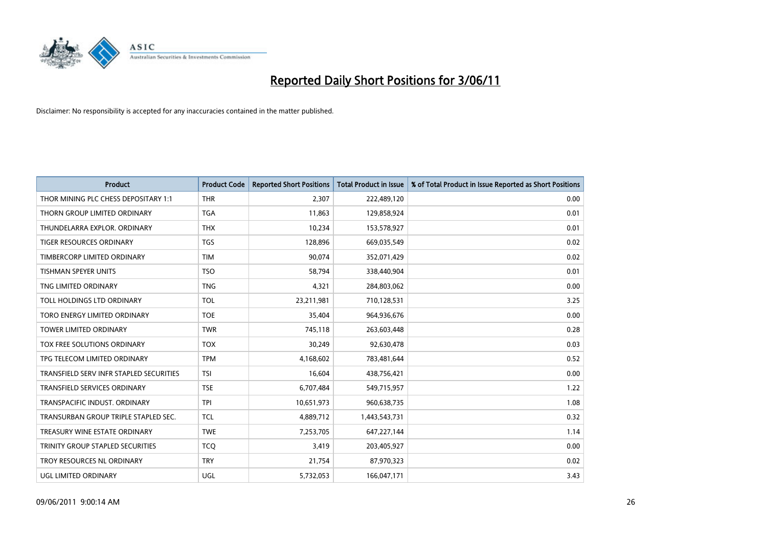# Reported Daily Short Positions for 3/06/11

Disclaimer: No responsibility is accepted for any inaccuracies contained in the matter published.

| Product | Product Code | Reported Short Positions | Total Product in Issue | % of Total Product in Issue Reported as Short Positions |
|---|---|---|---|---|
| THOR MINING PLC CHESS DEPOSITARY 1:1 | THR | 2,307 | 222,489,120 | 0.00 |
| THORN GROUP LIMITED ORDINARY | TGA | 11,863 | 129,858,924 | 0.01 |
| THUNDELARRA EXPLOR. ORDINARY | THX | 10,234 | 153,578,927 | 0.01 |
| TIGER RESOURCES ORDINARY | TGS | 128,896 | 669,035,549 | 0.02 |
| TIMBERCORP LIMITED ORDINARY | TIM | 90,074 | 352,071,429 | 0.02 |
| TISHMAN SPEYER UNITS | TSO | 58,794 | 338,440,904 | 0.01 |
| TNG LIMITED ORDINARY | TNG | 4,321 | 284,803,062 | 0.00 |
| TOLL HOLDINGS LTD ORDINARY | TOL | 23,211,981 | 710,128,531 | 3.25 |
| TORO ENERGY LIMITED ORDINARY | TOE | 35,404 | 964,936,676 | 0.00 |
| TOWER LIMITED ORDINARY | TWR | 745,118 | 263,603,448 | 0.28 |
| TOX FREE SOLUTIONS ORDINARY | TOX | 30,249 | 92,630,478 | 0.03 |
| TPG TELECOM LIMITED ORDINARY | TPM | 4,168,602 | 783,481,644 | 0.52 |
| TRANSFIELD SERV INFR STAPLED SECURITIES | TSI | 16,604 | 438,756,421 | 0.00 |
| TRANSFIELD SERVICES ORDINARY | TSE | 6,707,484 | 549,715,957 | 1.22 |
| TRANSPACIFIC INDUST. ORDINARY | TPI | 10,651,973 | 960,638,735 | 1.08 |
| TRANSURBAN GROUP TRIPLE STAPLED SEC. | TCL | 4,889,712 | 1,443,543,731 | 0.32 |
| TREASURY WINE ESTATE ORDINARY | TWE | 7,253,705 | 647,227,144 | 1.14 |
| TRINITY GROUP STAPLED SECURITIES | TCQ | 3,419 | 203,405,927 | 0.00 |
| TROY RESOURCES NL ORDINARY | TRY | 21,754 | 87,970,323 | 0.02 |
| UGL LIMITED ORDINARY | UGL | 5,732,053 | 166,047,171 | 3.43 |

09/06/2011 9:00:14 AM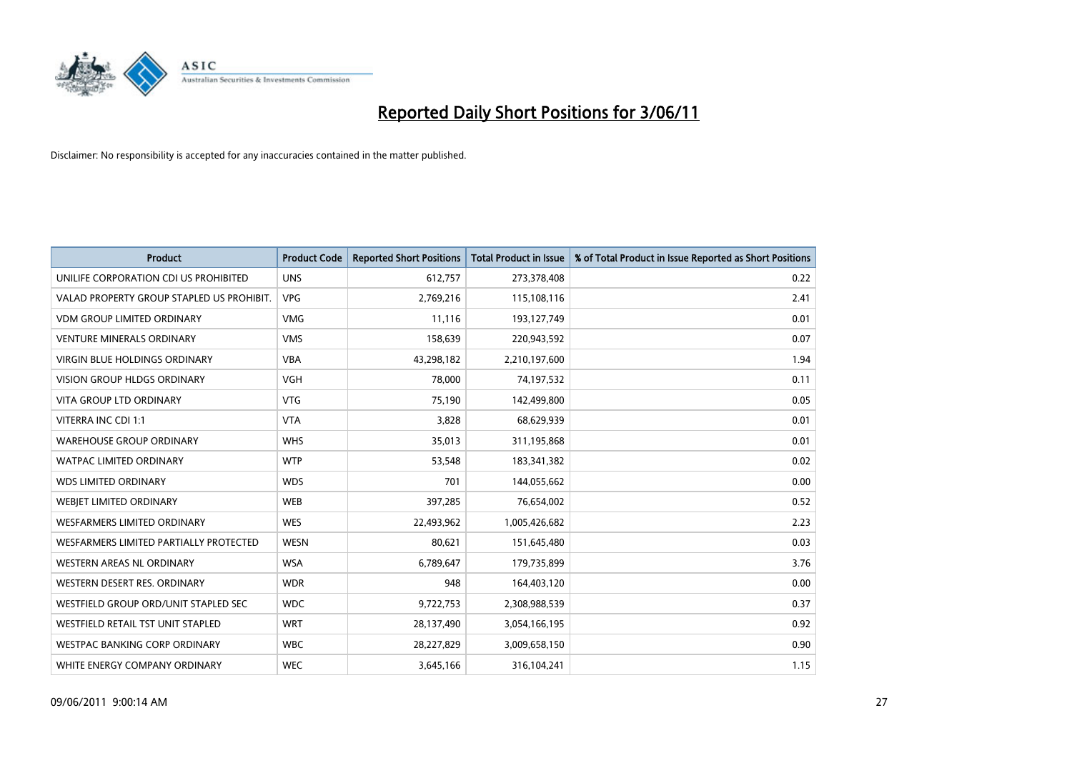# Reported Daily Short Positions for 3/06/11

Disclaimer: No responsibility is accepted for any inaccuracies contained in the matter published.

| Product | Product Code | Reported Short Positions | Total Product in Issue | % of Total Product in Issue Reported as Short Positions |
|---|---|---|---|---|
| UNILIFE CORPORATION CDI US PROHIBITED | UNS | 612,757 | 273,378,408 | 0.22 |
| VALAD PROPERTY GROUP STAPLED US PROHIBIT. | VPG | 2,769,216 | 115,108,116 | 2.41 |
| VDM GROUP LIMITED ORDINARY | VMG | 11,116 | 193,127,749 | 0.01 |
| VENTURE MINERALS ORDINARY | VMS | 158,639 | 220,943,592 | 0.07 |
| VIRGIN BLUE HOLDINGS ORDINARY | VBA | 43,298,182 | 2,210,197,600 | 1.94 |
| VISION GROUP HLDGS ORDINARY | VGH | 78,000 | 74,197,532 | 0.11 |
| VITA GROUP LTD ORDINARY | VTG | 75,190 | 142,499,800 | 0.05 |
| VITERRA INC CDI 1:1 | VTA | 3,828 | 68,629,939 | 0.01 |
| WAREHOUSE GROUP ORDINARY | WHS | 35,013 | 311,195,868 | 0.01 |
| WATPAC LIMITED ORDINARY | WTP | 53,548 | 183,341,382 | 0.02 |
| WDS LIMITED ORDINARY | WDS | 701 | 144,055,662 | 0.00 |
| WEBJET LIMITED ORDINARY | WEB | 397,285 | 76,654,002 | 0.52 |
| WESFARMERS LIMITED ORDINARY | WES | 22,493,962 | 1,005,426,682 | 2.23 |
| WESFARMERS LIMITED PARTIALLY PROTECTED | WESN | 80,621 | 151,645,480 | 0.03 |
| WESTERN AREAS NL ORDINARY | WSA | 6,789,647 | 179,735,899 | 3.76 |
| WESTERN DESERT RES. ORDINARY | WDR | 948 | 164,403,120 | 0.00 |
| WESTFIELD GROUP ORD/UNIT STAPLED SEC | WDC | 9,722,753 | 2,308,988,539 | 0.37 |
| WESTFIELD RETAIL TST UNIT STAPLED | WRT | 28,137,490 | 3,054,166,195 | 0.92 |
| WESTPAC BANKING CORP ORDINARY | WBC | 28,227,829 | 3,009,658,150 | 0.90 |
| WHITE ENERGY COMPANY ORDINARY | WEC | 3,645,166 | 316,104,241 | 1.15 |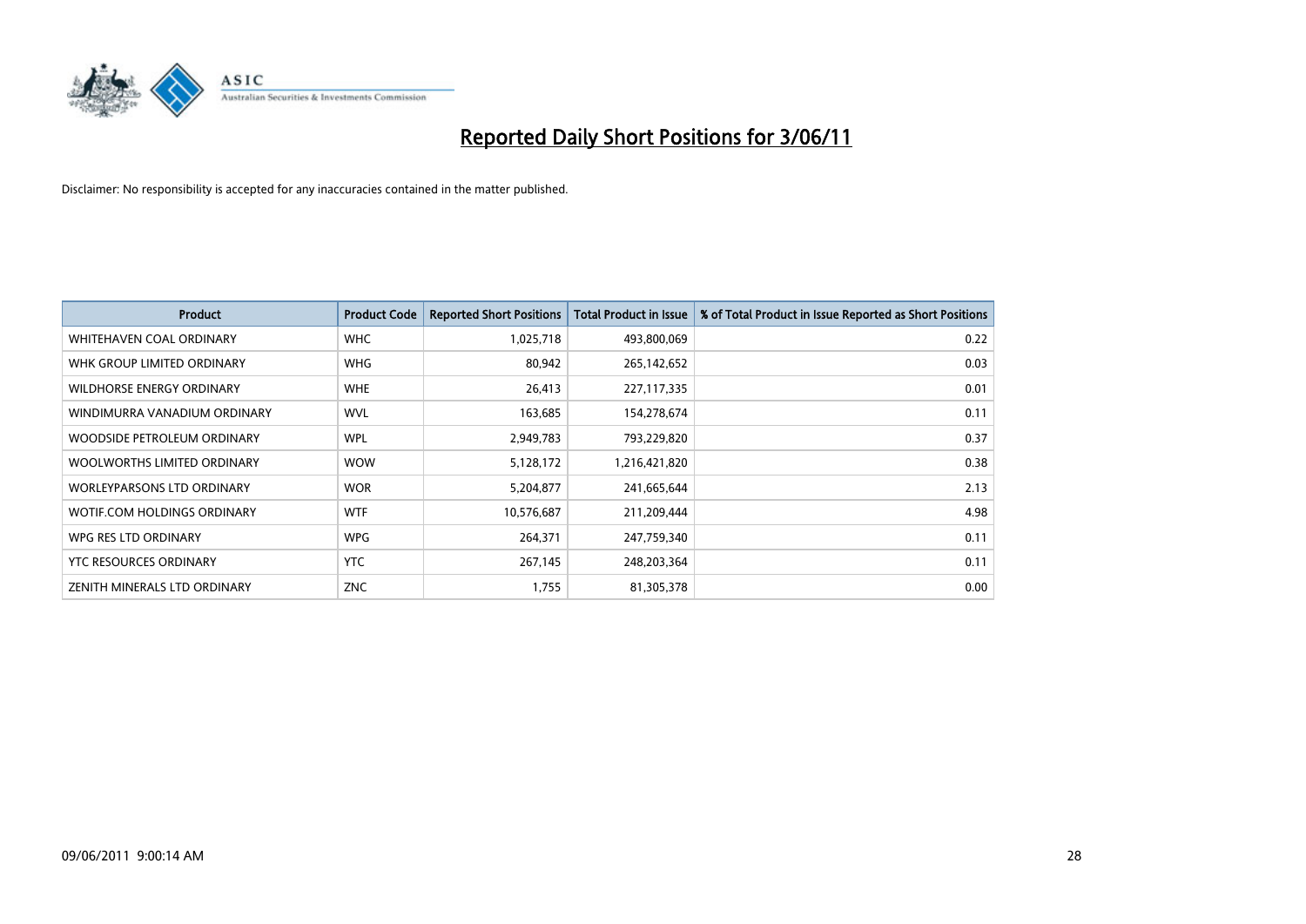# Reported Daily Short Positions for 3/06/11

Disclaimer: No responsibility is accepted for any inaccuracies contained in the matter published.

| Product | Product Code | Reported Short Positions | Total Product in Issue | % of Total Product in Issue Reported as Short Positions |
|---|---|---|---|---|
| WHITEHAVEN COAL ORDINARY | WHC | 1,025,718 | 493,800,069 | 0.22 |
| WHK GROUP LIMITED ORDINARY | WHG | 80,942 | 265,142,652 | 0.03 |
| WILDHORSE ENERGY ORDINARY | WHE | 26,413 | 227,117,335 | 0.01 |
| WINDIMURRA VANADIUM ORDINARY | WVL | 163,685 | 154,278,674 | 0.11 |
| WOODSIDE PETROLEUM ORDINARY | WPL | 2,949,783 | 793,229,820 | 0.37 |
| WOOLWORTHS LIMITED ORDINARY | WOW | 5,128,172 | 1,216,421,820 | 0.38 |
| WORLEYPARSONS LTD ORDINARY | WOR | 5,204,877 | 241,665,644 | 2.13 |
| WOTIF.COM HOLDINGS ORDINARY | WTF | 10,576,687 | 211,209,444 | 4.98 |
| WPG RES LTD ORDINARY | WPG | 264,371 | 247,759,340 | 0.11 |
| YTC RESOURCES ORDINARY | YTC | 267,145 | 248,203,364 | 0.11 |
| ZENITH MINERALS LTD ORDINARY | ZNC | 1,755 | 81,305,378 | 0.00 |

09/06/2011 9:00:14 AM